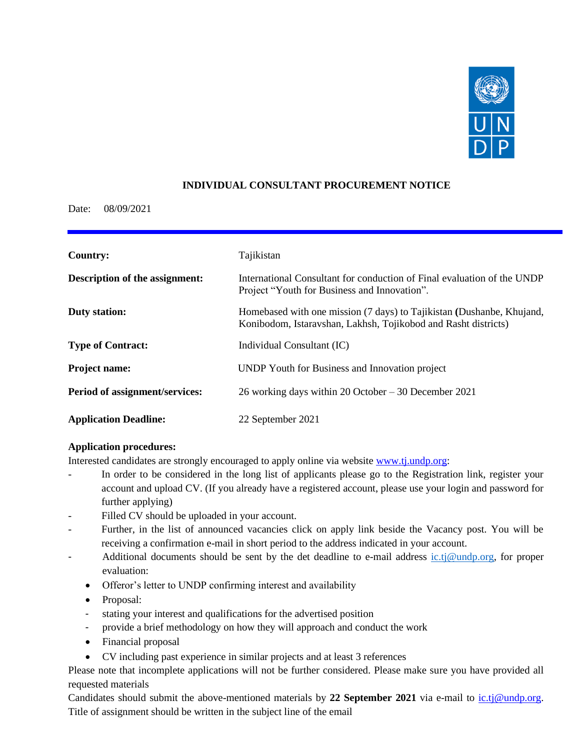**INDIVIDUAL CONSULTANT PROCUREMENT NOTICE**

Date: 08/09/2021

| | |
|---|---|
| **Country:** | Tajikistan |
| **Description of the assignment:** | International Consultant for conduction of Final evaluation of the UNDP Project "Youth for Business and Innovation". |
| **Duty station:** | Homebased with one mission (7 days) to Tajikistan **(**Dushanbe, Khujand, Konibodom, Istaravshan, Lakhsh, Tojikobod and Rasht districts) |
| **Type of Contract:** | Individual Consultant (IC) |
| **Project name:** | UNDP Youth for Business and Innovation project |
| **Period of assignment/services:** | 26 working days within 20 October – 30 December 2021 |
| **Application Deadline:** | 22 September 2021 |

**Application procedures:**

Interested candidates are strongly encouraged to apply online via website www.tj.undp.org:

- In order to be considered in the long list of applicants please go to the Registration link, register your account and upload CV. (If you already have a registered account, please use your login and password for further applying)
- Filled CV should be uploaded in your account.
- Further, in the list of announced vacancies click on apply link beside the Vacancy post. You will be receiving a confirmation e-mail in short period to the address indicated in your account.
- Additional documents should be sent by the det deadline to e-mail address ic.tj@undp.org, for proper evaluation:
  - Offeror's letter to UNDP confirming interest and availability
  - Proposal:
    - stating your interest and qualifications for the advertised position
    - provide a brief methodology on how they will approach and conduct the work
  - Financial proposal
  - CV including past experience in similar projects and at least 3 references

Please note that incomplete applications will not be further considered. Please make sure you have provided all requested materials

Candidates should submit the above-mentioned materials by **22 September 2021** via e-mail to ic.tj@undp.org. Title of assignment should be written in the subject line of the email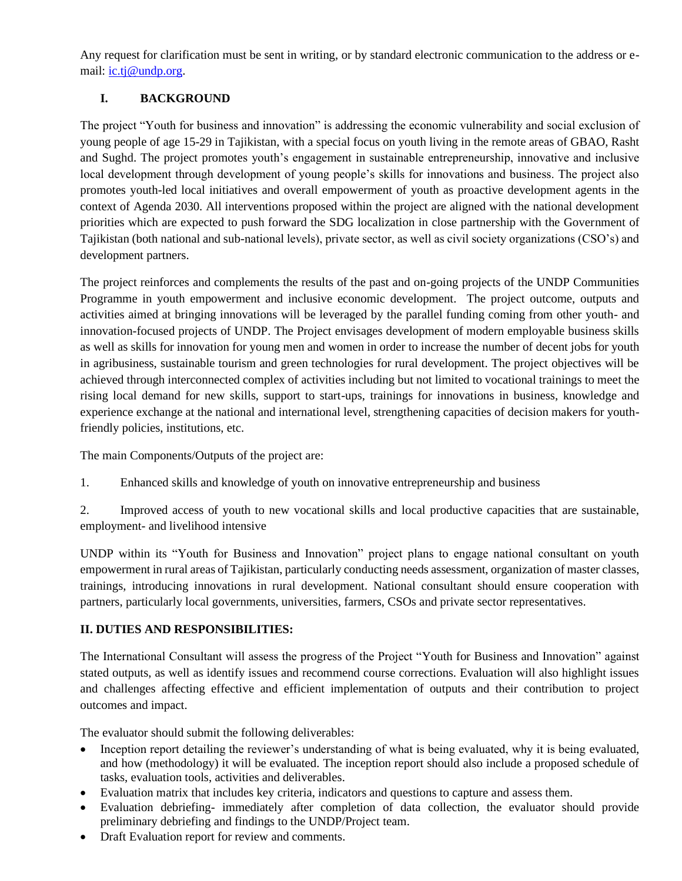Any request for clarification must be sent in writing, or by standard electronic communication to the address or e-mail: ic.tj@undp.org.

## I. BACKGROUND

The project "Youth for business and innovation" is addressing the economic vulnerability and social exclusion of young people of age 15-29 in Tajikistan, with a special focus on youth living in the remote areas of GBAO, Rasht and Sughd. The project promotes youth's engagement in sustainable entrepreneurship, innovative and inclusive local development through development of young people's skills for innovations and business. The project also promotes youth-led local initiatives and overall empowerment of youth as proactive development agents in the context of Agenda 2030. All interventions proposed within the project are aligned with the national development priorities which are expected to push forward the SDG localization in close partnership with the Government of Tajikistan (both national and sub-national levels), private sector, as well as civil society organizations (CSO's) and development partners.

The project reinforces and complements the results of the past and on-going projects of the UNDP Communities Programme in youth empowerment and inclusive economic development. The project outcome, outputs and activities aimed at bringing innovations will be leveraged by the parallel funding coming from other youth- and innovation-focused projects of UNDP. The Project envisages development of modern employable business skills as well as skills for innovation for young men and women in order to increase the number of decent jobs for youth in agribusiness, sustainable tourism and green technologies for rural development. The project objectives will be achieved through interconnected complex of activities including but not limited to vocational trainings to meet the rising local demand for new skills, support to start-ups, trainings for innovations in business, knowledge and experience exchange at the national and international level, strengthening capacities of decision makers for youth-friendly policies, institutions, etc.

The main Components/Outputs of the project are:

1. Enhanced skills and knowledge of youth on innovative entrepreneurship and business

2. Improved access of youth to new vocational skills and local productive capacities that are sustainable, employment- and livelihood intensive

UNDP within its "Youth for Business and Innovation" project plans to engage national consultant on youth empowerment in rural areas of Tajikistan, particularly conducting needs assessment, organization of master classes, trainings, introducing innovations in rural development. National consultant should ensure cooperation with partners, particularly local governments, universities, farmers, CSOs and private sector representatives.

## II. DUTIES AND RESPONSIBILITIES:

The International Consultant will assess the progress of the Project "Youth for Business and Innovation" against stated outputs, as well as identify issues and recommend course corrections. Evaluation will also highlight issues and challenges affecting effective and efficient implementation of outputs and their contribution to project outcomes and impact.

The evaluator should submit the following deliverables:

- Inception report detailing the reviewer's understanding of what is being evaluated, why it is being evaluated, and how (methodology) it will be evaluated. The inception report should also include a proposed schedule of tasks, evaluation tools, activities and deliverables.
- Evaluation matrix that includes key criteria, indicators and questions to capture and assess them.
- Evaluation debriefing- immediately after completion of data collection, the evaluator should provide preliminary debriefing and findings to the UNDP/Project team.
- Draft Evaluation report for review and comments.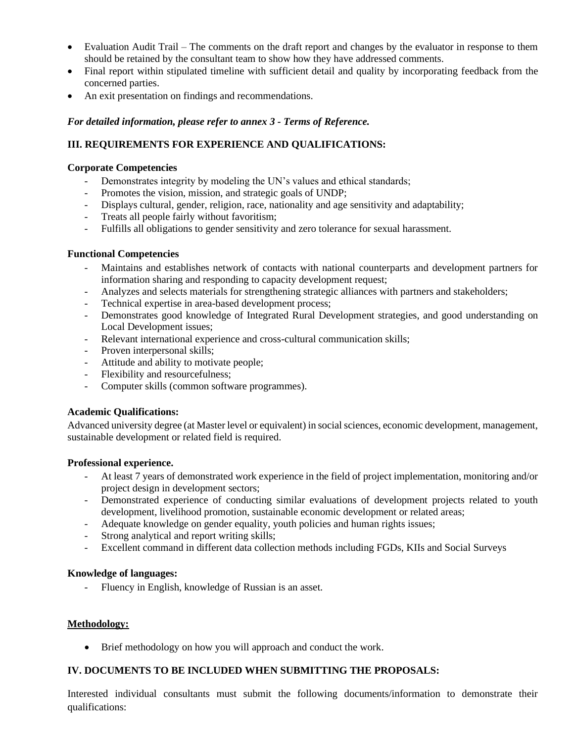- Evaluation Audit Trail – The comments on the draft report and changes by the evaluator in response to them should be retained by the consultant team to show how they have addressed comments.
- Final report within stipulated timeline with sufficient detail and quality by incorporating feedback from the concerned parties.
- An exit presentation on findings and recommendations.

***For detailed information, please refer to annex 3 - Terms of Reference.***

## III. REQUIREMENTS FOR EXPERIENCE AND QUALIFICATIONS:

**Corporate Competencies**

- Demonstrates integrity by modeling the UN's values and ethical standards;
- Promotes the vision, mission, and strategic goals of UNDP;
- Displays cultural, gender, religion, race, nationality and age sensitivity and adaptability;
- Treats all people fairly without favoritism;
- Fulfills all obligations to gender sensitivity and zero tolerance for sexual harassment.

**Functional Competencies**

- Maintains and establishes network of contacts with national counterparts and development partners for information sharing and responding to capacity development request;
- Analyzes and selects materials for strengthening strategic alliances with partners and stakeholders;
- Technical expertise in area-based development process;
- Demonstrates good knowledge of Integrated Rural Development strategies, and good understanding on Local Development issues;
- Relevant international experience and cross-cultural communication skills;
- Proven interpersonal skills;
- Attitude and ability to motivate people;
- Flexibility and resourcefulness;
- Computer skills (common software programmes).

**Academic Qualifications:**

Advanced university degree (at Master level or equivalent) in social sciences, economic development, management, sustainable development or related field is required.

**Professional experience.**

- At least 7 years of demonstrated work experience in the field of project implementation, monitoring and/or project design in development sectors;
- Demonstrated experience of conducting similar evaluations of development projects related to youth development, livelihood promotion, sustainable economic development or related areas;
- Adequate knowledge on gender equality, youth policies and human rights issues;
- Strong analytical and report writing skills;
- Excellent command in different data collection methods including FGDs, KIIs and Social Surveys

**Knowledge of languages:**

- Fluency in English, knowledge of Russian is an asset.

**Methodology:**

- Brief methodology on how you will approach and conduct the work.

## IV. DOCUMENTS TO BE INCLUDED WHEN SUBMITTING THE PROPOSALS:

Interested individual consultants must submit the following documents/information to demonstrate their qualifications: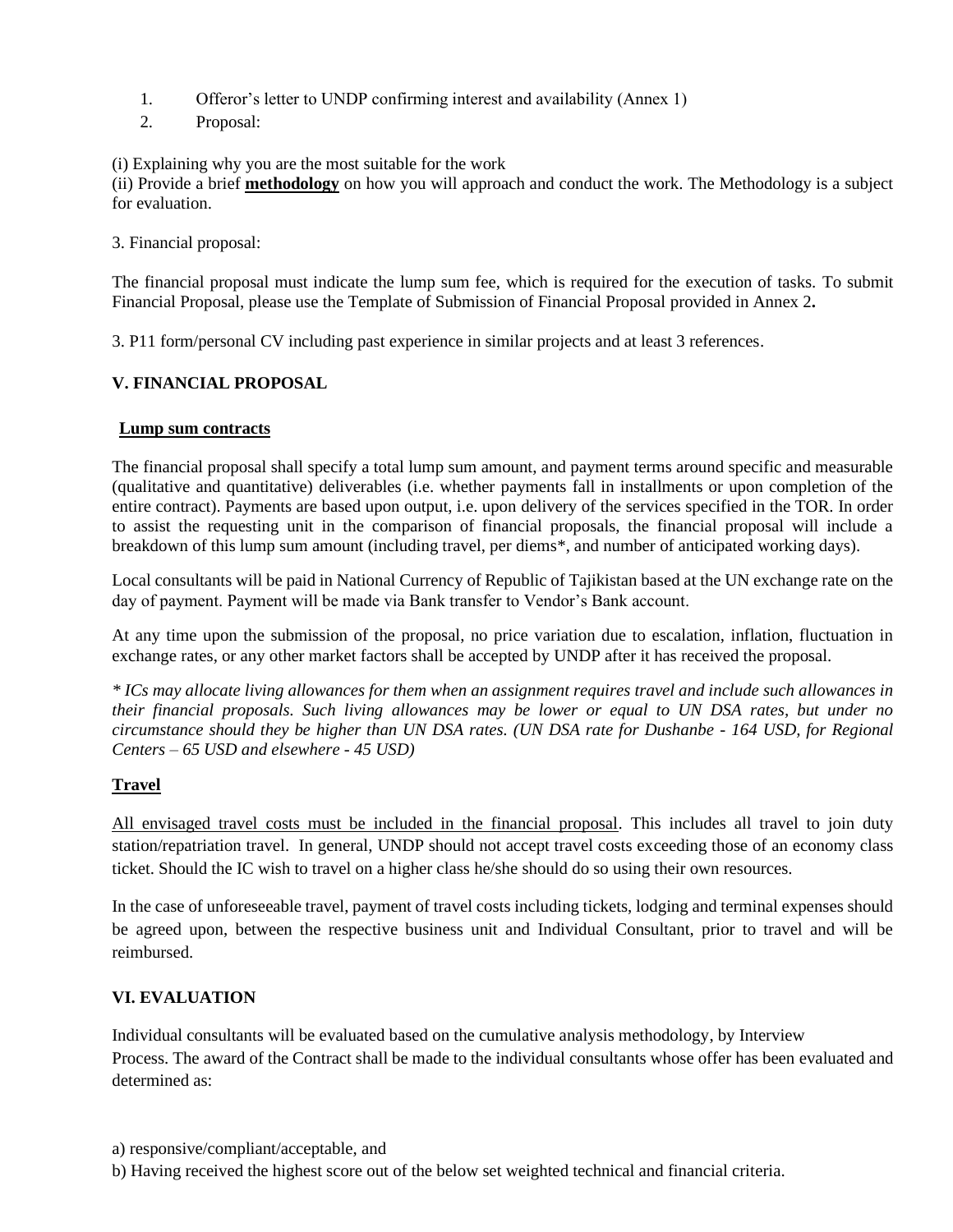1. Offeror's letter to UNDP confirming interest and availability (Annex 1)
2. Proposal:

(i) Explaining why you are the most suitable for the work
(ii) Provide a brief **methodology** on how you will approach and conduct the work. The Methodology is a subject for evaluation.

3. Financial proposal:

The financial proposal must indicate the lump sum fee, which is required for the execution of tasks. To submit Financial Proposal, please use the Template of Submission of Financial Proposal provided in Annex 2**.**

3. P11 form/personal CV including past experience in similar projects and at least 3 references.

## V. FINANCIAL PROPOSAL

**Lump sum contracts**

The financial proposal shall specify a total lump sum amount, and payment terms around specific and measurable (qualitative and quantitative) deliverables (i.e. whether payments fall in installments or upon completion of the entire contract). Payments are based upon output, i.e. upon delivery of the services specified in the TOR. In order to assist the requesting unit in the comparison of financial proposals, the financial proposal will include a breakdown of this lump sum amount (including travel, per diems*, and number of anticipated working days).

Local consultants will be paid in National Currency of Republic of Tajikistan based at the UN exchange rate on the day of payment. Payment will be made via Bank transfer to Vendor's Bank account.

At any time upon the submission of the proposal, no price variation due to escalation, inflation, fluctuation in exchange rates, or any other market factors shall be accepted by UNDP after it has received the proposal.

*\* ICs may allocate living allowances for them when an assignment requires travel and include such allowances in their financial proposals. Such living allowances may be lower or equal to UN DSA rates, but under no circumstance should they be higher than UN DSA rates. (UN DSA rate for Dushanbe - 164 USD, for Regional Centers – 65 USD and elsewhere - 45 USD)*

**Travel**

All envisaged travel costs must be included in the financial proposal. This includes all travel to join duty station/repatriation travel. In general, UNDP should not accept travel costs exceeding those of an economy class ticket. Should the IC wish to travel on a higher class he/she should do so using their own resources.

In the case of unforeseeable travel, payment of travel costs including tickets, lodging and terminal expenses should be agreed upon, between the respective business unit and Individual Consultant, prior to travel and will be reimbursed.

## VI. EVALUATION

Individual consultants will be evaluated based on the cumulative analysis methodology, by Interview Process. The award of the Contract shall be made to the individual consultants whose offer has been evaluated and determined as:

a) responsive/compliant/acceptable, and
b) Having received the highest score out of the below set weighted technical and financial criteria.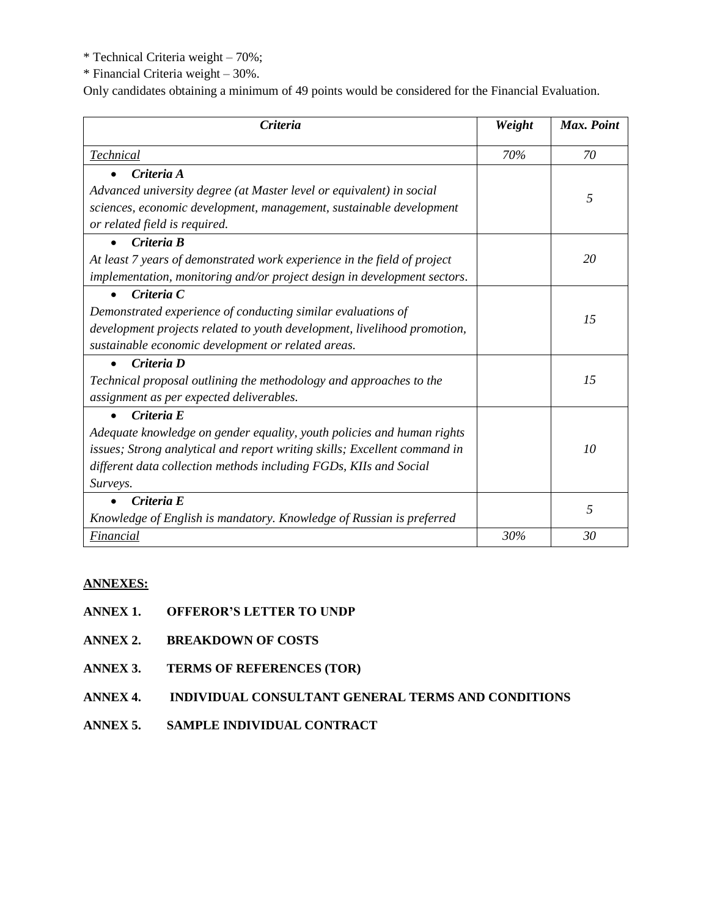* Technical Criteria weight – 70%;
* Financial Criteria weight – 30%.

Only candidates obtaining a minimum of 49 points would be considered for the Financial Evaluation.

| ***Criteria*** | ***Weight*** | ***Max. Point*** |
|---|---|---|
| *Technical* | *70%* | *70* |
| • ***Criteria A*** *Advanced university degree (at Master level or equivalent) in social sciences, economic development, management, sustainable development or related field is required.* | | *5* |
| • ***Criteria B*** *At least 7 years of demonstrated work experience in the field of project implementation, monitoring and/or project design in development sectors.* | | *20* |
| • ***Criteria C*** *Demonstrated experience of conducting similar evaluations of development projects related to youth development, livelihood promotion, sustainable economic development or related areas.* | | *15* |
| • ***Criteria D*** *Technical proposal outlining the methodology and approaches to the assignment as per expected deliverables.* | | *15* |
| • ***Criteria E*** *Adequate knowledge on gender equality, youth policies and human rights issues; Strong analytical and report writing skills; Excellent command in different data collection methods including FGDs, KIIs and Social Surveys.* | | *10* |
| • ***Criteria E*** *Knowledge of English is mandatory. Knowledge of Russian is preferred* | | *5* |
| *Financial* | *30%* | *30* |

**ANNEXES:**

**ANNEX 1. OFFEROR'S LETTER TO UNDP**

**ANNEX 2. BREAKDOWN OF COSTS**

**ANNEX 3. TERMS OF REFERENCES (TOR)**

**ANNEX 4. INDIVIDUAL CONSULTANT GENERAL TERMS AND CONDITIONS**

**ANNEX 5. SAMPLE INDIVIDUAL CONTRACT**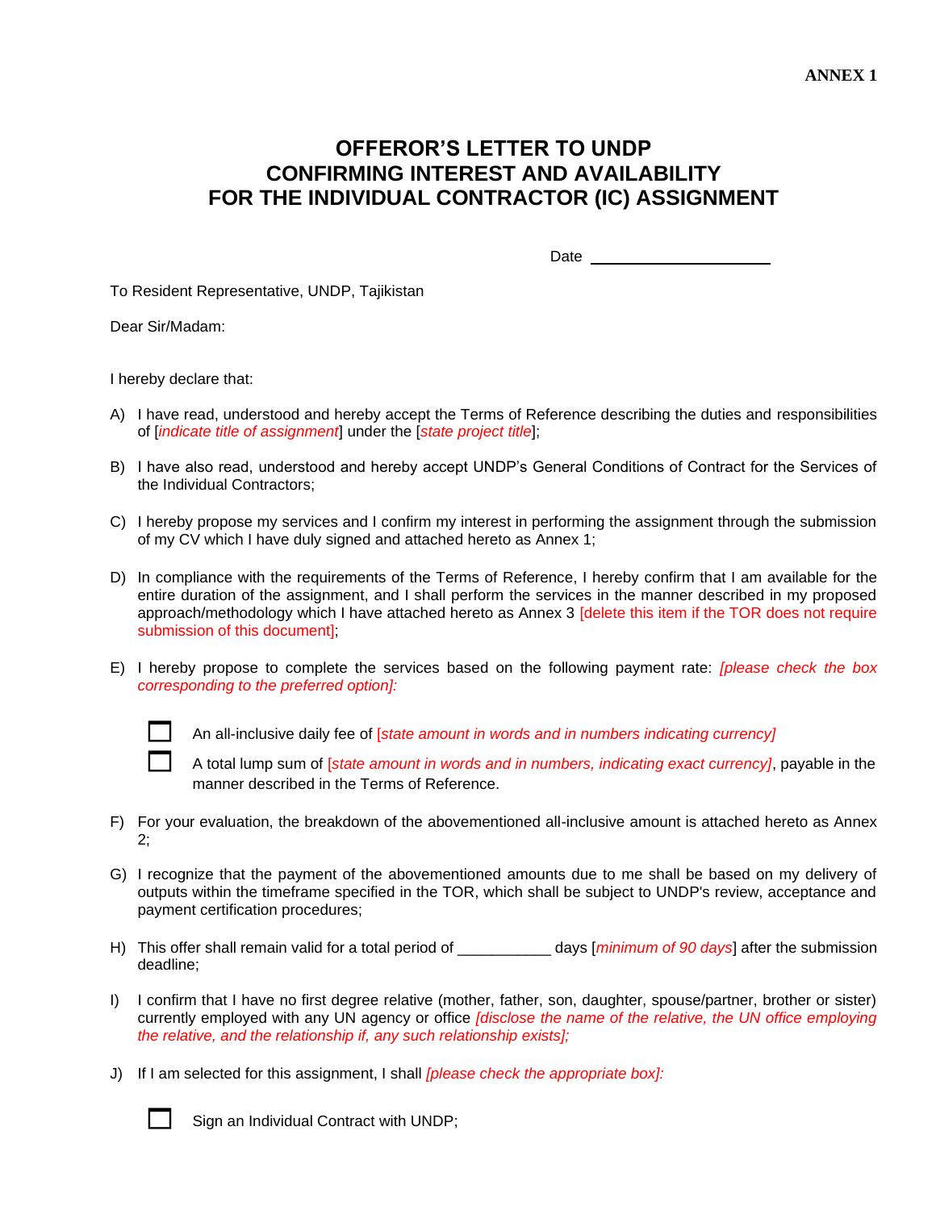**ANNEX 1**

# OFFEROR'S LETTER TO UNDP
# CONFIRMING INTEREST AND AVAILABILITY
# FOR THE INDIVIDUAL CONTRACTOR (IC) ASSIGNMENT

Date ______________________

To Resident Representative, UNDP, Tajikistan

Dear Sir/Madam:

I hereby declare that:

A) I have read, understood and hereby accept the Terms of Reference describing the duties and responsibilities of [*indicate title of assignment*] under the [*state project title*];

B) I have also read, understood and hereby accept UNDP's General Conditions of Contract for the Services of the Individual Contractors;

C) I hereby propose my services and I confirm my interest in performing the assignment through the submission of my CV which I have duly signed and attached hereto as Annex 1;

D) In compliance with the requirements of the Terms of Reference, I hereby confirm that I am available for the entire duration of the assignment, and I shall perform the services in the manner described in my proposed approach/methodology which I have attached hereto as Annex 3 [delete this item if the TOR does not require submission of this document];

E) I hereby propose to complete the services based on the following payment rate: *[please check the box corresponding to the preferred option]:*

☐ An all-inclusive daily fee of [*state amount in words and in numbers indicating currency]*

☐ A total lump sum of [*state amount in words and in numbers, indicating exact currency]*, payable in the manner described in the Terms of Reference.

F) For your evaluation, the breakdown of the abovementioned all-inclusive amount is attached hereto as Annex 2;

G) I recognize that the payment of the abovementioned amounts due to me shall be based on my delivery of outputs within the timeframe specified in the TOR, which shall be subject to UNDP's review, acceptance and payment certification procedures;

H) This offer shall remain valid for a total period of ___________ days [*minimum of 90 days*] after the submission deadline;

I) I confirm that I have no first degree relative (mother, father, son, daughter, spouse/partner, brother or sister) currently employed with any UN agency or office *[disclose the name of the relative, the UN office employing the relative, and the relationship if, any such relationship exists];*

J) If I am selected for this assignment, I shall *[please check the appropriate box]:*

☐ Sign an Individual Contract with UNDP;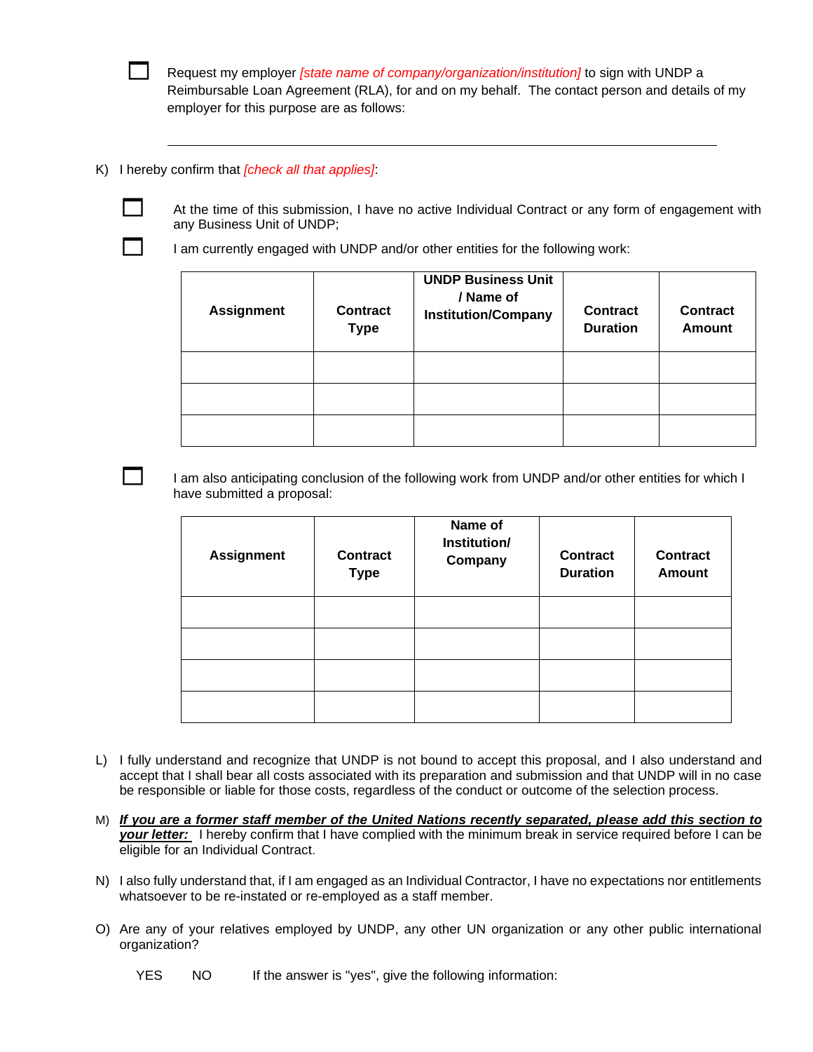☐ Request my employer *[state name of company/organization/institution]* to sign with UNDP a Reimbursable Loan Agreement (RLA), for and on my behalf. The contact person and details of my employer for this purpose are as follows:

_______________________________________________________________________________

K) I hereby confirm that *[check all that applies]*:

☐ At the time of this submission, I have no active Individual Contract or any form of engagement with any Business Unit of UNDP;

☐ I am currently engaged with UNDP and/or other entities for the following work:

| Assignment | Contract Type | UNDP Business Unit / Name of Institution/Company | Contract Duration | Contract Amount |
|---|---|---|---|---|
| | | | | |
| | | | | |
| | | | | |

☐ I am also anticipating conclusion of the following work from UNDP and/or other entities for which I have submitted a proposal:

| Assignment | Contract Type | Name of Institution/ Company | Contract Duration | Contract Amount |
|---|---|---|---|---|
| | | | | |
| | | | | |
| | | | | |
| | | | | |

L) I fully understand and recognize that UNDP is not bound to accept this proposal, and I also understand and accept that I shall bear all costs associated with its preparation and submission and that UNDP will in no case be responsible or liable for those costs, regardless of the conduct or outcome of the selection process.

M) ***If you are a former staff member of the United Nations recently separated, please add this section to your letter:*** I hereby confirm that I have complied with the minimum break in service required before I can be eligible for an Individual Contract.

N) I also fully understand that, if I am engaged as an Individual Contractor, I have no expectations nor entitlements whatsoever to be re-instated or re-employed as a staff member.

O) Are any of your relatives employed by UNDP, any other UN organization or any other public international organization?

YES NO If the answer is "yes", give the following information: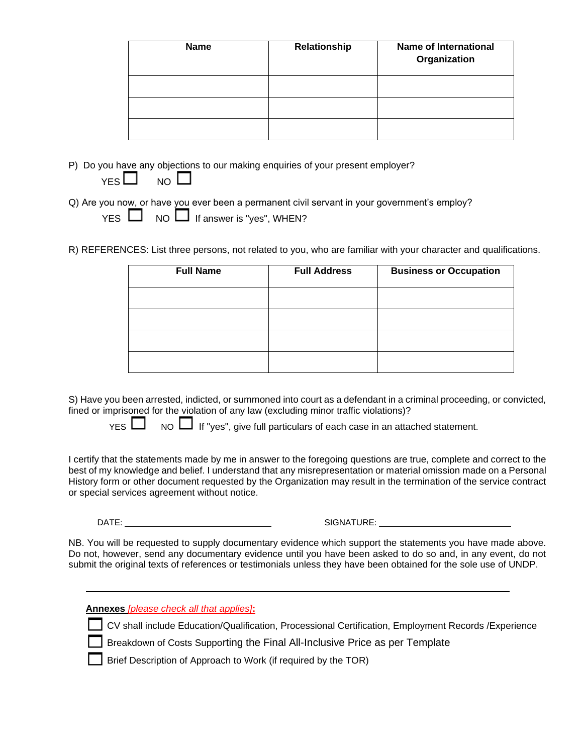| Name | Relationship | Name of International Organization |
|---|---|---|
| | | |
| | | |
| | | |

P) Do you have any objections to our making enquiries of your present employer?

YES ☐ NO ☐

Q) Are you now, or have you ever been a permanent civil servant in your government's employ?

YES ☐ NO ☐ If answer is "yes", WHEN?

R) REFERENCES: List three persons, not related to you, who are familiar with your character and qualifications.

| Full Name | Full Address | Business or Occupation |
|---|---|---|
| | | |
| | | |
| | | |
| | | |

S) Have you been arrested, indicted, or summoned into court as a defendant in a criminal proceeding, or convicted, fined or imprisoned for the violation of any law (excluding minor traffic violations)?

YES ☐ NO ☐ If "yes", give full particulars of each case in an attached statement.

I certify that the statements made by me in answer to the foregoing questions are true, complete and correct to the best of my knowledge and belief. I understand that any misrepresentation or material omission made on a Personal History form or other document requested by the Organization may result in the termination of the service contract or special services agreement without notice.

DATE: ______________________________ SIGNATURE: ____________________________

NB. You will be requested to supply documentary evidence which support the statements you have made above. Do not, however, send any documentary evidence until you have been asked to do so and, in any event, do not submit the original texts of references or testimonials unless they have been obtained for the sole use of UNDP.

---

**Annexes** *[please check all that applies]*:

☐ CV shall include Education/Qualification, Processional Certification, Employment Records /Experience

☐ Breakdown of Costs Supporting the Final All-Inclusive Price as per Template

☐ Brief Description of Approach to Work (if required by the TOR)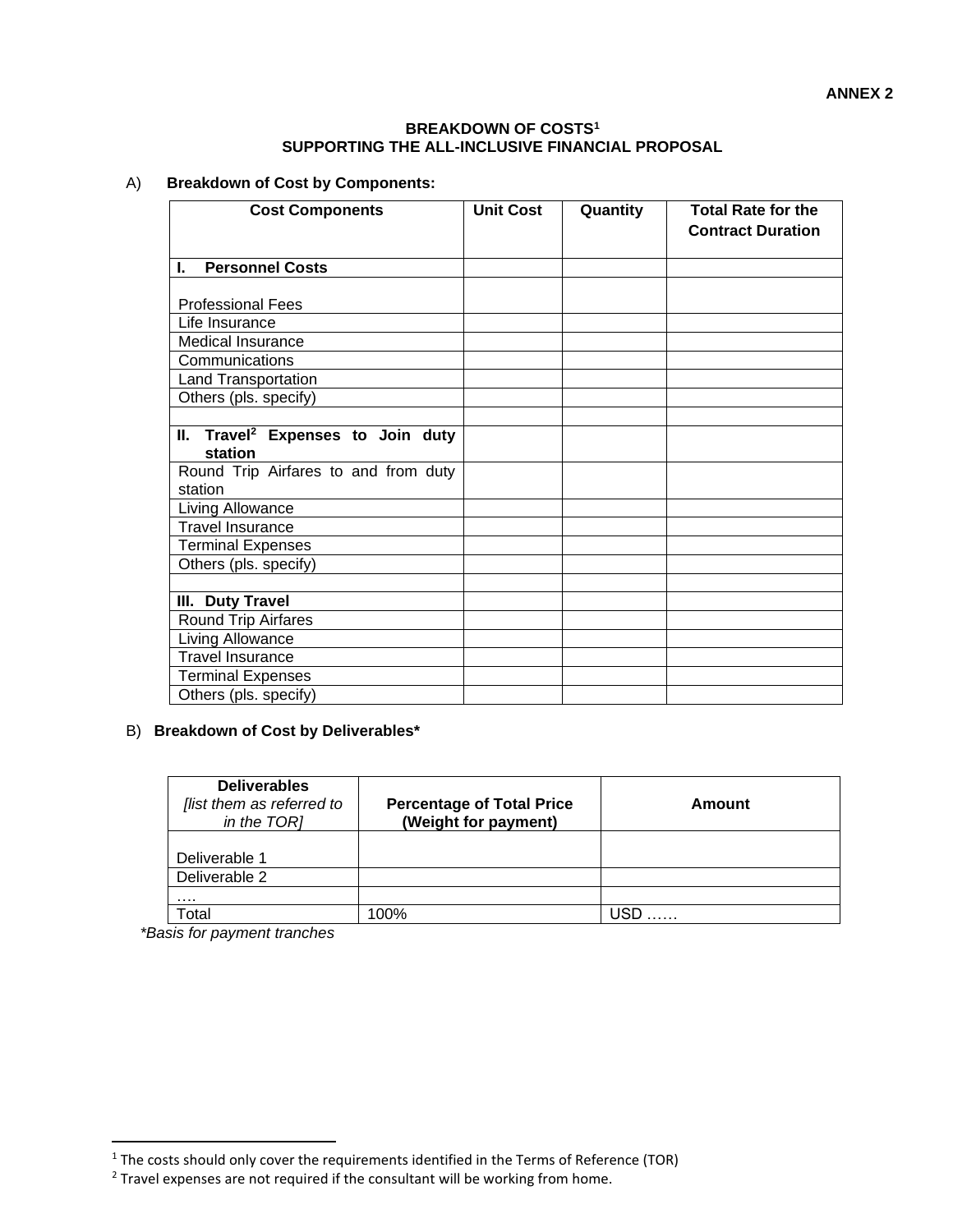**ANNEX 2**

**BREAKDOWN OF COSTS[1]**
**SUPPORTING THE ALL-INCLUSIVE FINANCIAL PROPOSAL**

A) **Breakdown of Cost by Components:**

| Cost Components | Unit Cost | Quantity | Total Rate for the Contract Duration |
|---|---|---|---|
| **I. Personnel Costs** | | | |
| Professional Fees | | | |
| Life Insurance | | | |
| Medical Insurance | | | |
| Communications | | | |
| Land Transportation | | | |
| Others (pls. specify) | | | |
| | | | |
| **II. Travel[2] Expenses to Join duty station** | | | |
| Round Trip Airfares to and from duty station | | | |
| Living Allowance | | | |
| Travel Insurance | | | |
| Terminal Expenses | | | |
| Others (pls. specify) | | | |
| | | | |
| **III. Duty Travel** | | | |
| Round Trip Airfares | | | |
| Living Allowance | | | |
| Travel Insurance | | | |
| Terminal Expenses | | | |
| Others (pls. specify) | | | |

B) **Breakdown of Cost by Deliverables***

| **Deliverables** *[list them as referred to in the TOR]* | **Percentage of Total Price (Weight for payment)** | **Amount** |
|---|---|---|
| Deliverable 1 | | |
| Deliverable 2 | | |
| …. | | |
| Total | 100% | USD …… |

*\*Basis for payment tranches*

---

[1] The costs should only cover the requirements identified in the Terms of Reference (TOR)

[2] Travel expenses are not required if the consultant will be working from home.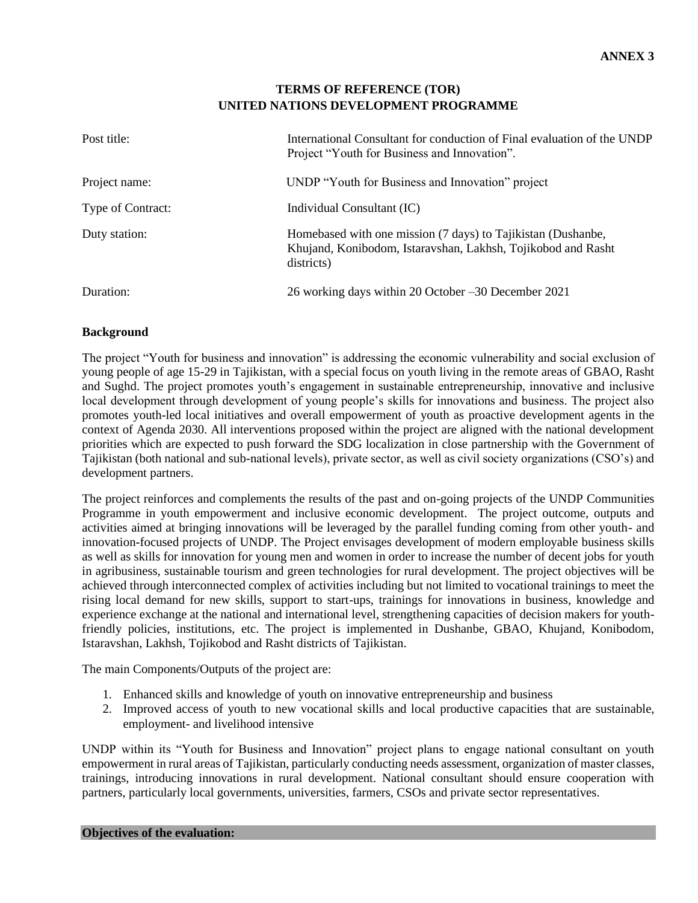**ANNEX 3**

**TERMS OF REFERENCE (TOR)**
**UNITED NATIONS DEVELOPMENT PROGRAMME**

| | |
|---|---|
| Post title: | International Consultant for conduction of Final evaluation of the UNDP Project "Youth for Business and Innovation". |
| Project name: | UNDP "Youth for Business and Innovation" project |
| Type of Contract: | Individual Consultant (IC) |
| Duty station: | Homebased with one mission (7 days) to Tajikistan (Dushanbe, Khujand, Konibodom, Istaravshan, Lakhsh, Tojikobod and Rasht districts) |
| Duration: | 26 working days within 20 October –30 December 2021 |

**Background**

The project "Youth for business and innovation" is addressing the economic vulnerability and social exclusion of young people of age 15-29 in Tajikistan, with a special focus on youth living in the remote areas of GBAO, Rasht and Sughd. The project promotes youth's engagement in sustainable entrepreneurship, innovative and inclusive local development through development of young people's skills for innovations and business. The project also promotes youth-led local initiatives and overall empowerment of youth as proactive development agents in the context of Agenda 2030. All interventions proposed within the project are aligned with the national development priorities which are expected to push forward the SDG localization in close partnership with the Government of Tajikistan (both national and sub-national levels), private sector, as well as civil society organizations (CSO's) and development partners.

The project reinforces and complements the results of the past and on-going projects of the UNDP Communities Programme in youth empowerment and inclusive economic development. The project outcome, outputs and activities aimed at bringing innovations will be leveraged by the parallel funding coming from other youth- and innovation-focused projects of UNDP. The Project envisages development of modern employable business skills as well as skills for innovation for young men and women in order to increase the number of decent jobs for youth in agribusiness, sustainable tourism and green technologies for rural development. The project objectives will be achieved through interconnected complex of activities including but not limited to vocational trainings to meet the rising local demand for new skills, support to start-ups, trainings for innovations in business, knowledge and experience exchange at the national and international level, strengthening capacities of decision makers for youth-friendly policies, institutions, etc. The project is implemented in Dushanbe, GBAO, Khujand, Konibodom, Istaravshan, Lakhsh, Tojikobod and Rasht districts of Tajikistan.

The main Components/Outputs of the project are:

1. Enhanced skills and knowledge of youth on innovative entrepreneurship and business
2. Improved access of youth to new vocational skills and local productive capacities that are sustainable, employment- and livelihood intensive

UNDP within its "Youth for Business and Innovation" project plans to engage national consultant on youth empowerment in rural areas of Tajikistan, particularly conducting needs assessment, organization of master classes, trainings, introducing innovations in rural development. National consultant should ensure cooperation with partners, particularly local governments, universities, farmers, CSOs and private sector representatives.

**Objectives of the evaluation:**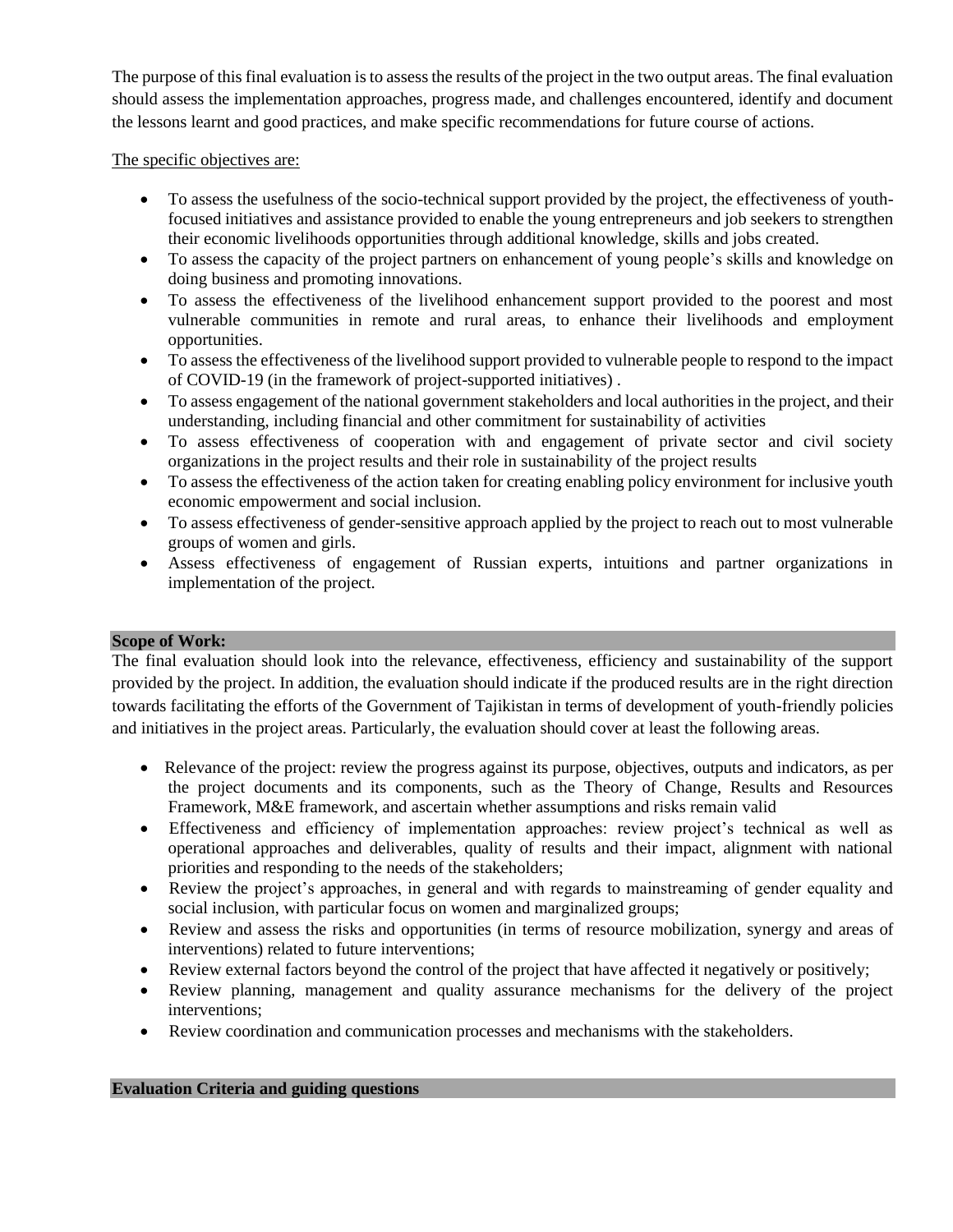The purpose of this final evaluation is to assess the results of the project in the two output areas. The final evaluation should assess the implementation approaches, progress made, and challenges encountered, identify and document the lessons learnt and good practices, and make specific recommendations for future course of actions.

The specific objectives are:

- To assess the usefulness of the socio-technical support provided by the project, the effectiveness of youth-focused initiatives and assistance provided to enable the young entrepreneurs and job seekers to strengthen their economic livelihoods opportunities through additional knowledge, skills and jobs created.
- To assess the capacity of the project partners on enhancement of young people's skills and knowledge on doing business and promoting innovations.
- To assess the effectiveness of the livelihood enhancement support provided to the poorest and most vulnerable communities in remote and rural areas, to enhance their livelihoods and employment opportunities.
- To assess the effectiveness of the livelihood support provided to vulnerable people to respond to the impact of COVID-19 (in the framework of project-supported initiatives) .
- To assess engagement of the national government stakeholders and local authorities in the project, and their understanding, including financial and other commitment for sustainability of activities
- To assess effectiveness of cooperation with and engagement of private sector and civil society organizations in the project results and their role in sustainability of the project results
- To assess the effectiveness of the action taken for creating enabling policy environment for inclusive youth economic empowerment and social inclusion.
- To assess effectiveness of gender-sensitive approach applied by the project to reach out to most vulnerable groups of women and girls.
- Assess effectiveness of engagement of Russian experts, intuitions and partner organizations in implementation of the project.

**Scope of Work:**

The final evaluation should look into the relevance, effectiveness, efficiency and sustainability of the support provided by the project. In addition, the evaluation should indicate if the produced results are in the right direction towards facilitating the efforts of the Government of Tajikistan in terms of development of youth-friendly policies and initiatives in the project areas. Particularly, the evaluation should cover at least the following areas.

- Relevance of the project: review the progress against its purpose, objectives, outputs and indicators, as per the project documents and its components, such as the Theory of Change, Results and Resources Framework, M&E framework, and ascertain whether assumptions and risks remain valid
- Effectiveness and efficiency of implementation approaches: review project's technical as well as operational approaches and deliverables, quality of results and their impact, alignment with national priorities and responding to the needs of the stakeholders;
- Review the project's approaches, in general and with regards to mainstreaming of gender equality and social inclusion, with particular focus on women and marginalized groups;
- Review and assess the risks and opportunities (in terms of resource mobilization, synergy and areas of interventions) related to future interventions;
- Review external factors beyond the control of the project that have affected it negatively or positively;
- Review planning, management and quality assurance mechanisms for the delivery of the project interventions;
- Review coordination and communication processes and mechanisms with the stakeholders.

**Evaluation Criteria and guiding questions**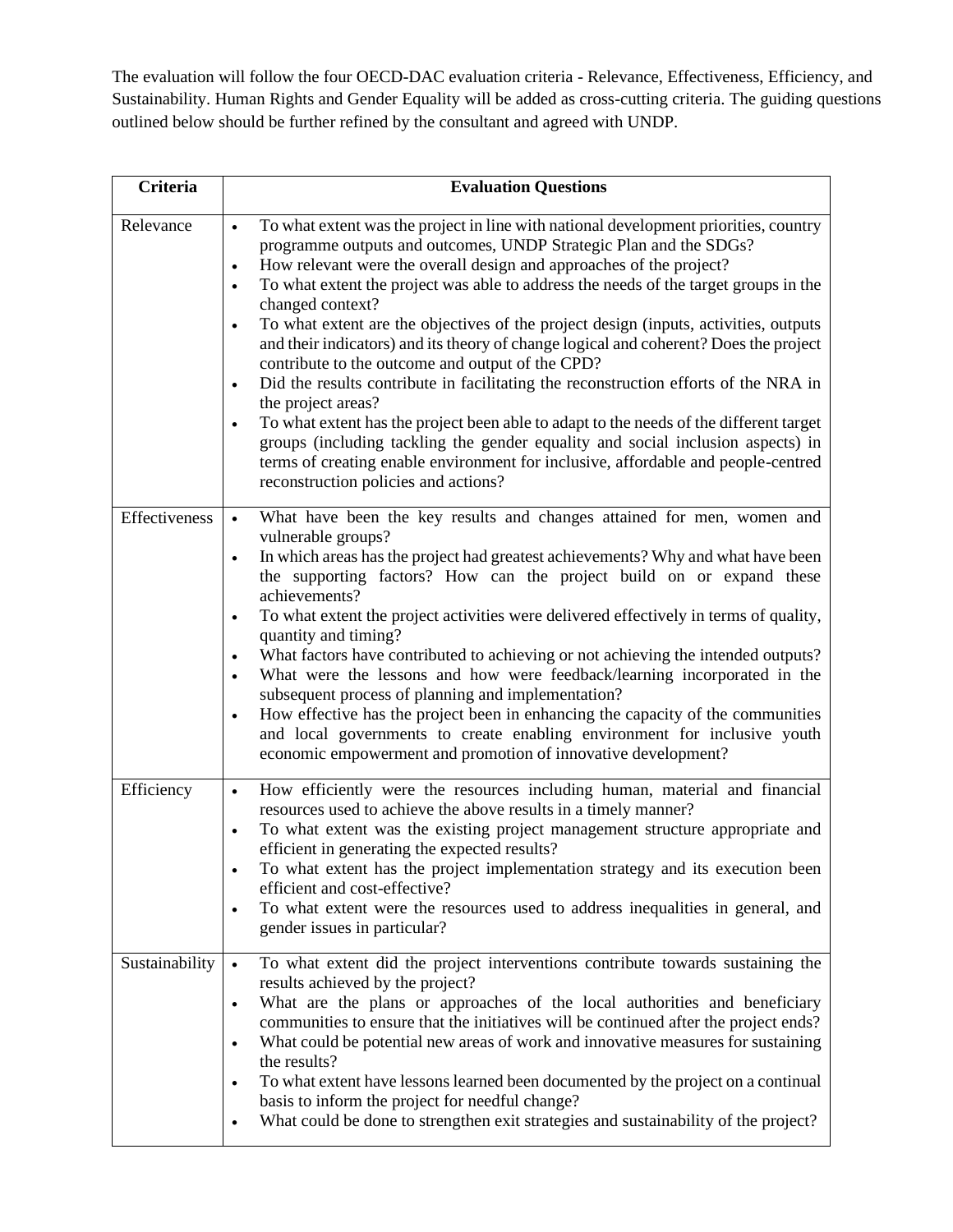The evaluation will follow the four OECD-DAC evaluation criteria - Relevance, Effectiveness, Efficiency, and Sustainability. Human Rights and Gender Equality will be added as cross-cutting criteria. The guiding questions outlined below should be further refined by the consultant and agreed with UNDP.

| Criteria | Evaluation Questions |
|---|---|
| Relevance | • To what extent was the project in line with national development priorities, country programme outputs and outcomes, UNDP Strategic Plan and the SDGs?<br>• How relevant were the overall design and approaches of the project?<br>• To what extent the project was able to address the needs of the target groups in the changed context?<br>• To what extent are the objectives of the project design (inputs, activities, outputs and their indicators) and its theory of change logical and coherent? Does the project contribute to the outcome and output of the CPD?<br>• Did the results contribute in facilitating the reconstruction efforts of the NRA in the project areas?<br>• To what extent has the project been able to adapt to the needs of the different target groups (including tackling the gender equality and social inclusion aspects) in terms of creating enable environment for inclusive, affordable and people-centred reconstruction policies and actions? |
| Effectiveness | • What have been the key results and changes attained for men, women and vulnerable groups?<br>• In which areas has the project had greatest achievements? Why and what have been the supporting factors? How can the project build on or expand these achievements?<br>• To what extent the project activities were delivered effectively in terms of quality, quantity and timing?<br>• What factors have contributed to achieving or not achieving the intended outputs?<br>• What were the lessons and how were feedback/learning incorporated in the subsequent process of planning and implementation?<br>• How effective has the project been in enhancing the capacity of the communities and local governments to create enabling environment for inclusive youth economic empowerment and promotion of innovative development? |
| Efficiency | • How efficiently were the resources including human, material and financial resources used to achieve the above results in a timely manner?<br>• To what extent was the existing project management structure appropriate and efficient in generating the expected results?<br>• To what extent has the project implementation strategy and its execution been efficient and cost-effective?<br>• To what extent were the resources used to address inequalities in general, and gender issues in particular? |
| Sustainability | • To what extent did the project interventions contribute towards sustaining the results achieved by the project?<br>• What are the plans or approaches of the local authorities and beneficiary communities to ensure that the initiatives will be continued after the project ends?<br>• What could be potential new areas of work and innovative measures for sustaining the results?<br>• To what extent have lessons learned been documented by the project on a continual basis to inform the project for needful change?<br>• What could be done to strengthen exit strategies and sustainability of the project? |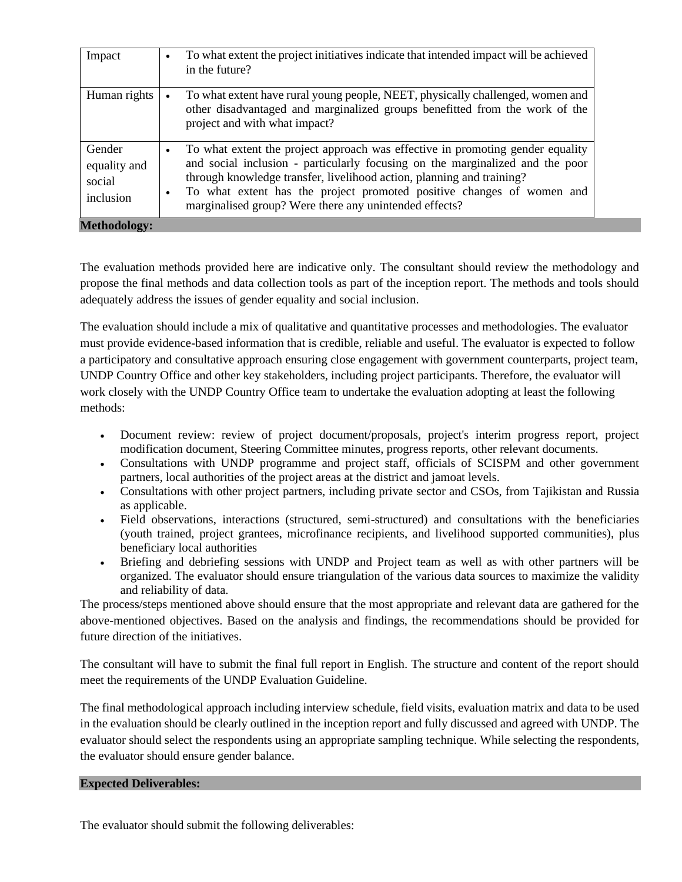| | |
|---|---|
| Impact | • To what extent the project initiatives indicate that intended impact will be achieved in the future? |
| Human rights | • To what extent have rural young people, NEET, physically challenged, women and other disadvantaged and marginalized groups benefitted from the work of the project and with what impact? |
| Gender equality and social inclusion | • To what extent the project approach was effective in promoting gender equality and social inclusion - particularly focusing on the marginalized and the poor through knowledge transfer, livelihood action, planning and training? <br> • To what extent has the project promoted positive changes of women and marginalised group? Were there any unintended effects? |

**Methodology:**

The evaluation methods provided here are indicative only. The consultant should review the methodology and propose the final methods and data collection tools as part of the inception report. The methods and tools should adequately address the issues of gender equality and social inclusion.

The evaluation should include a mix of qualitative and quantitative processes and methodologies. The evaluator must provide evidence-based information that is credible, reliable and useful. The evaluator is expected to follow a participatory and consultative approach ensuring close engagement with government counterparts, project team, UNDP Country Office and other key stakeholders, including project participants. Therefore, the evaluator will work closely with the UNDP Country Office team to undertake the evaluation adopting at least the following methods:

- Document review: review of project document/proposals, project's interim progress report, project modification document, Steering Committee minutes, progress reports, other relevant documents.
- Consultations with UNDP programme and project staff, officials of SCISPM and other government partners, local authorities of the project areas at the district and jamoat levels.
- Consultations with other project partners, including private sector and CSOs, from Tajikistan and Russia as applicable.
- Field observations, interactions (structured, semi-structured) and consultations with the beneficiaries (youth trained, project grantees, microfinance recipients, and livelihood supported communities), plus beneficiary local authorities
- Briefing and debriefing sessions with UNDP and Project team as well as with other partners will be organized. The evaluator should ensure triangulation of the various data sources to maximize the validity and reliability of data.

The process/steps mentioned above should ensure that the most appropriate and relevant data are gathered for the above-mentioned objectives. Based on the analysis and findings, the recommendations should be provided for future direction of the initiatives.

The consultant will have to submit the final full report in English. The structure and content of the report should meet the requirements of the UNDP Evaluation Guideline.

The final methodological approach including interview schedule, field visits, evaluation matrix and data to be used in the evaluation should be clearly outlined in the inception report and fully discussed and agreed with UNDP. The evaluator should select the respondents using an appropriate sampling technique. While selecting the respondents, the evaluator should ensure gender balance.

**Expected Deliverables:**

The evaluator should submit the following deliverables: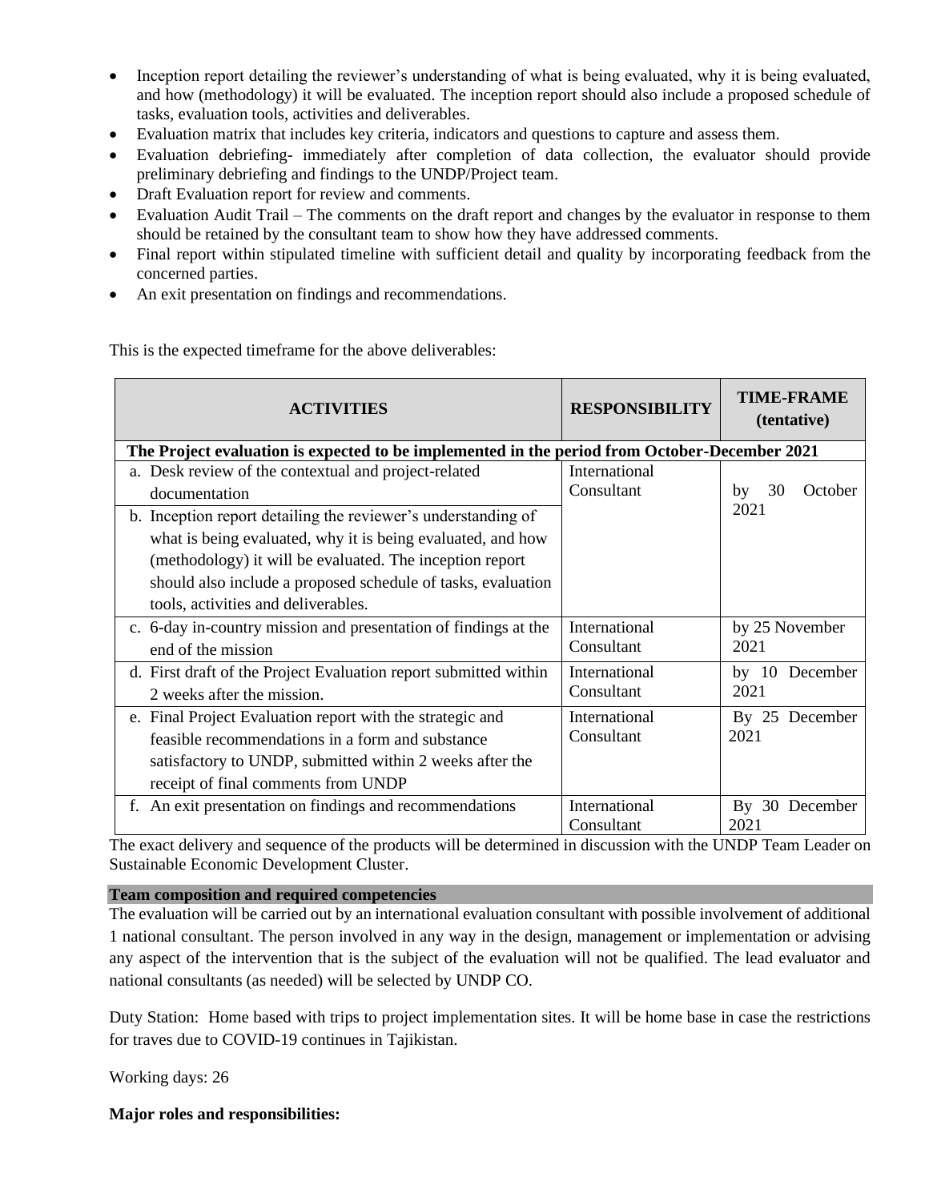- Inception report detailing the reviewer's understanding of what is being evaluated, why it is being evaluated, and how (methodology) it will be evaluated. The inception report should also include a proposed schedule of tasks, evaluation tools, activities and deliverables.
- Evaluation matrix that includes key criteria, indicators and questions to capture and assess them.
- Evaluation debriefing- immediately after completion of data collection, the evaluator should provide preliminary debriefing and findings to the UNDP/Project team.
- Draft Evaluation report for review and comments.
- Evaluation Audit Trail – The comments on the draft report and changes by the evaluator in response to them should be retained by the consultant team to show how they have addressed comments.
- Final report within stipulated timeline with sufficient detail and quality by incorporating feedback from the concerned parties.
- An exit presentation on findings and recommendations.

This is the expected timeframe for the above deliverables:

| ACTIVITIES | RESPONSIBILITY | TIME-FRAME (tentative) |
|---|---|---|
| **The Project evaluation is expected to be implemented in the period from October-December 2021** | | |
| a. Desk review of the contextual and project-related documentation<br>b. Inception report detailing the reviewer's understanding of what is being evaluated, why it is being evaluated, and how (methodology) it will be evaluated. The inception report should also include a proposed schedule of tasks, evaluation tools, activities and deliverables. | International Consultant | by 30 October 2021 |
| c. 6-day in-country mission and presentation of findings at the end of the mission | International Consultant | by 25 November 2021 |
| d. First draft of the Project Evaluation report submitted within 2 weeks after the mission. | International Consultant | by 10 December 2021 |
| e. Final Project Evaluation report with the strategic and feasible recommendations in a form and substance satisfactory to UNDP, submitted within 2 weeks after the receipt of final comments from UNDP | International Consultant | By 25 December 2021 |
| f. An exit presentation on findings and recommendations | International Consultant | By 30 December 2021 |

The exact delivery and sequence of the products will be determined in discussion with the UNDP Team Leader on Sustainable Economic Development Cluster.

**Team composition and required competencies**

The evaluation will be carried out by an international evaluation consultant with possible involvement of additional 1 national consultant. The person involved in any way in the design, management or implementation or advising any aspect of the intervention that is the subject of the evaluation will not be qualified. The lead evaluator and national consultants (as needed) will be selected by UNDP CO.

Duty Station: Home based with trips to project implementation sites. It will be home base in case the restrictions for traves due to COVID-19 continues in Tajikistan.

Working days: 26

**Major roles and responsibilities:**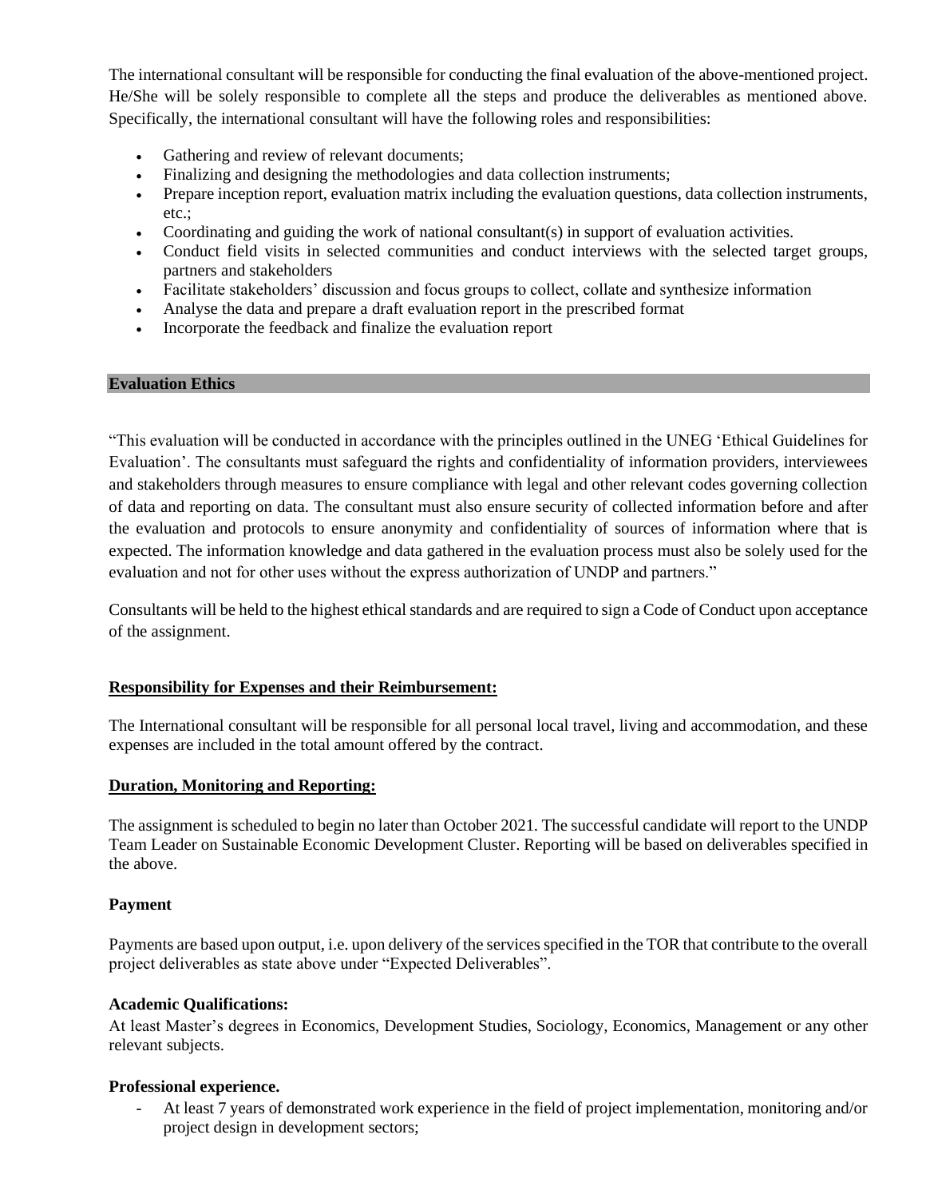The international consultant will be responsible for conducting the final evaluation of the above-mentioned project. He/She will be solely responsible to complete all the steps and produce the deliverables as mentioned above. Specifically, the international consultant will have the following roles and responsibilities:

- Gathering and review of relevant documents;
- Finalizing and designing the methodologies and data collection instruments;
- Prepare inception report, evaluation matrix including the evaluation questions, data collection instruments, etc.;
- Coordinating and guiding the work of national consultant(s) in support of evaluation activities.
- Conduct field visits in selected communities and conduct interviews with the selected target groups, partners and stakeholders
- Facilitate stakeholders' discussion and focus groups to collect, collate and synthesize information
- Analyse the data and prepare a draft evaluation report in the prescribed format
- Incorporate the feedback and finalize the evaluation report

**Evaluation Ethics**

"This evaluation will be conducted in accordance with the principles outlined in the UNEG 'Ethical Guidelines for Evaluation'. The consultants must safeguard the rights and confidentiality of information providers, interviewees and stakeholders through measures to ensure compliance with legal and other relevant codes governing collection of data and reporting on data. The consultant must also ensure security of collected information before and after the evaluation and protocols to ensure anonymity and confidentiality of sources of information where that is expected. The information knowledge and data gathered in the evaluation process must also be solely used for the evaluation and not for other uses without the express authorization of UNDP and partners."

Consultants will be held to the highest ethical standards and are required to sign a Code of Conduct upon acceptance of the assignment.

**Responsibility for Expenses and their Reimbursement:**

The International consultant will be responsible for all personal local travel, living and accommodation, and these expenses are included in the total amount offered by the contract.

**Duration, Monitoring and Reporting:**

The assignment is scheduled to begin no later than October 2021. The successful candidate will report to the UNDP Team Leader on Sustainable Economic Development Cluster. Reporting will be based on deliverables specified in the above.

**Payment**

Payments are based upon output, i.e. upon delivery of the services specified in the TOR that contribute to the overall project deliverables as state above under "Expected Deliverables".

**Academic Qualifications:**

At least Master's degrees in Economics, Development Studies, Sociology, Economics, Management or any other relevant subjects.

**Professional experience.**

- At least 7 years of demonstrated work experience in the field of project implementation, monitoring and/or project design in development sectors;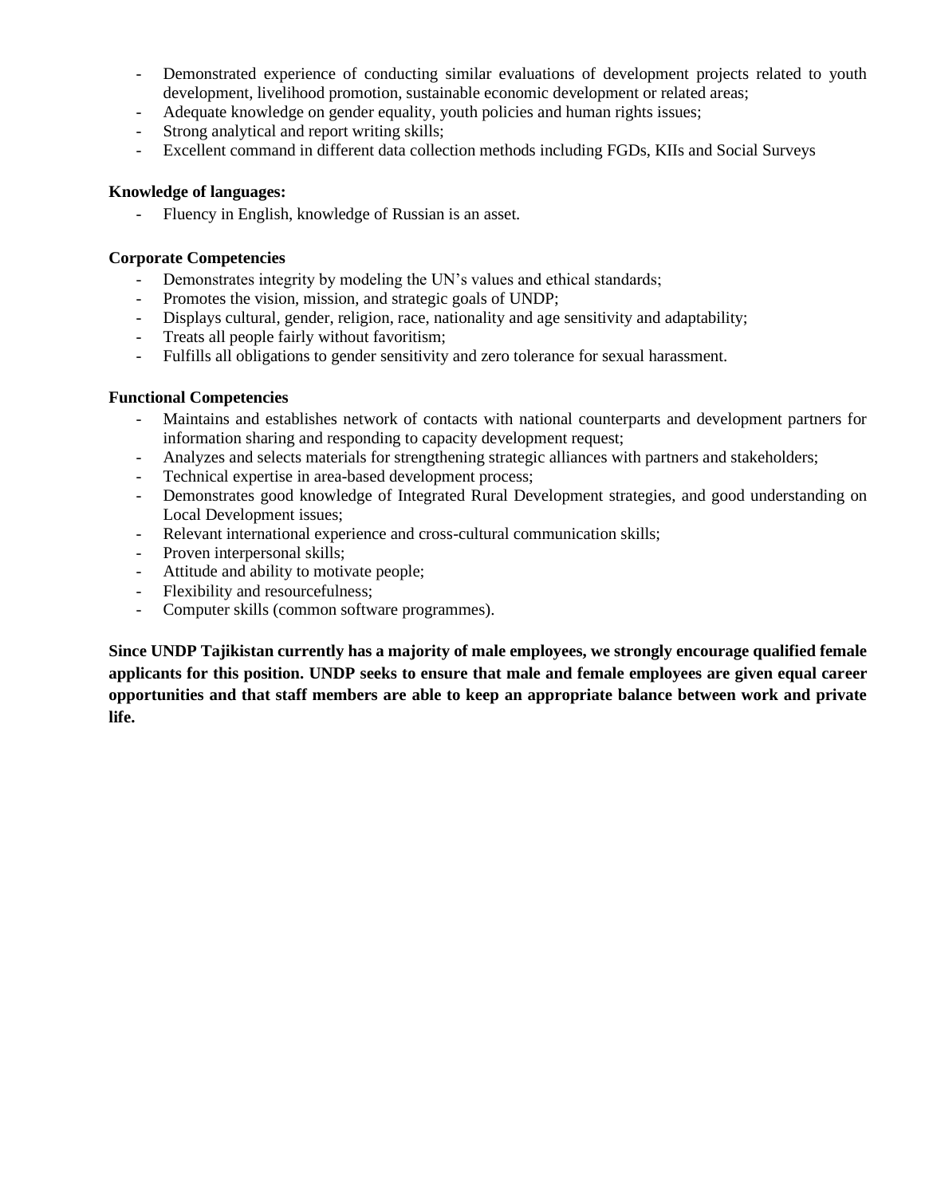- Demonstrated experience of conducting similar evaluations of development projects related to youth development, livelihood promotion, sustainable economic development or related areas;
- Adequate knowledge on gender equality, youth policies and human rights issues;
- Strong analytical and report writing skills;
- Excellent command in different data collection methods including FGDs, KIIs and Social Surveys

**Knowledge of languages:**

- Fluency in English, knowledge of Russian is an asset.

**Corporate Competencies**

- Demonstrates integrity by modeling the UN's values and ethical standards;
- Promotes the vision, mission, and strategic goals of UNDP;
- Displays cultural, gender, religion, race, nationality and age sensitivity and adaptability;
- Treats all people fairly without favoritism;
- Fulfills all obligations to gender sensitivity and zero tolerance for sexual harassment.

**Functional Competencies**

- Maintains and establishes network of contacts with national counterparts and development partners for information sharing and responding to capacity development request;
- Analyzes and selects materials for strengthening strategic alliances with partners and stakeholders;
- Technical expertise in area-based development process;
- Demonstrates good knowledge of Integrated Rural Development strategies, and good understanding on Local Development issues;
- Relevant international experience and cross-cultural communication skills;
- Proven interpersonal skills;
- Attitude and ability to motivate people;
- Flexibility and resourcefulness;
- Computer skills (common software programmes).

**Since UNDP Tajikistan currently has a majority of male employees, we strongly encourage qualified female applicants for this position. UNDP seeks to ensure that male and female employees are given equal career opportunities and that staff members are able to keep an appropriate balance between work and private life.**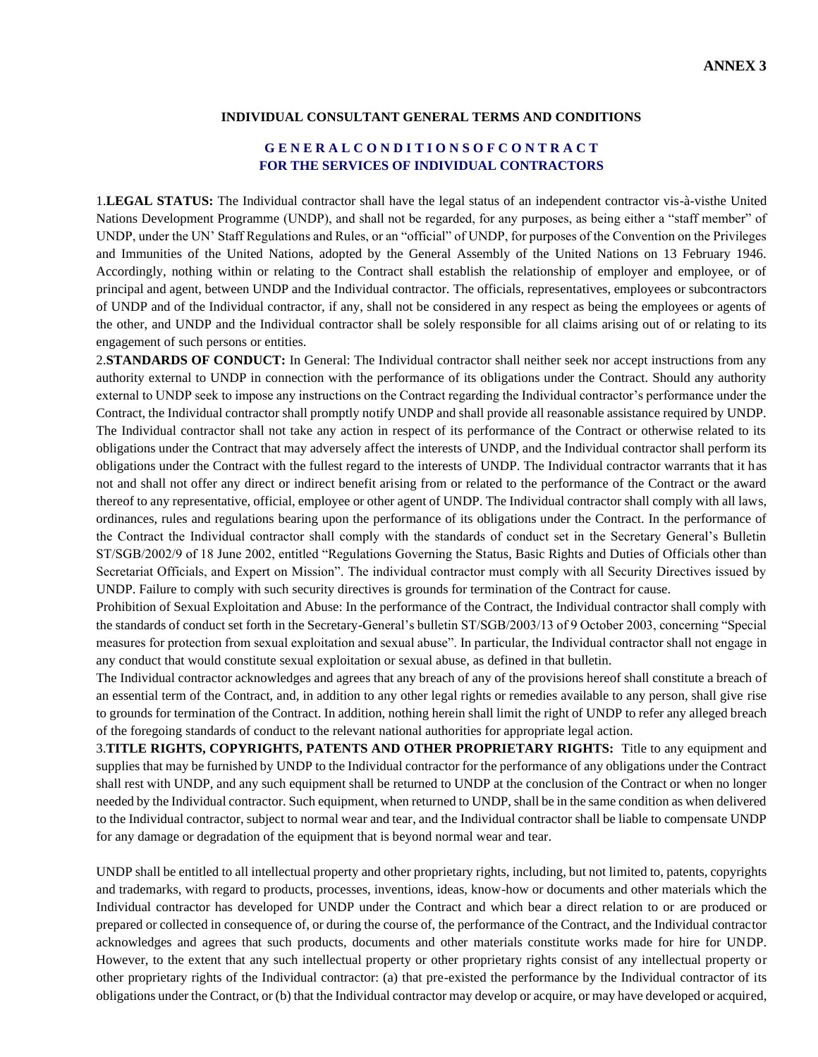**ANNEX 3**

**INDIVIDUAL CONSULTANT GENERAL TERMS AND CONDITIONS**

**GENERAL CONDITIONS OF CONTRACT FOR THE SERVICES OF INDIVIDUAL CONTRACTORS**

1.**LEGAL STATUS:** The Individual contractor shall have the legal status of an independent contractor vis-à-visthe United Nations Development Programme (UNDP), and shall not be regarded, for any purposes, as being either a "staff member" of UNDP, under the UN' Staff Regulations and Rules, or an "official" of UNDP, for purposes of the Convention on the Privileges and Immunities of the United Nations, adopted by the General Assembly of the United Nations on 13 February 1946. Accordingly, nothing within or relating to the Contract shall establish the relationship of employer and employee, or of principal and agent, between UNDP and the Individual contractor. The officials, representatives, employees or subcontractors of UNDP and of the Individual contractor, if any, shall not be considered in any respect as being the employees or agents of the other, and UNDP and the Individual contractor shall be solely responsible for all claims arising out of or relating to its engagement of such persons or entities.

2.**STANDARDS OF CONDUCT:** In General: The Individual contractor shall neither seek nor accept instructions from any authority external to UNDP in connection with the performance of its obligations under the Contract. Should any authority external to UNDP seek to impose any instructions on the Contract regarding the Individual contractor's performance under the Contract, the Individual contractor shall promptly notify UNDP and shall provide all reasonable assistance required by UNDP. The Individual contractor shall not take any action in respect of its performance of the Contract or otherwise related to its obligations under the Contract that may adversely affect the interests of UNDP, and the Individual contractor shall perform its obligations under the Contract with the fullest regard to the interests of UNDP. The Individual contractor warrants that it has not and shall not offer any direct or indirect benefit arising from or related to the performance of the Contract or the award thereof to any representative, official, employee or other agent of UNDP. The Individual contractor shall comply with all laws, ordinances, rules and regulations bearing upon the performance of its obligations under the Contract. In the performance of the Contract the Individual contractor shall comply with the standards of conduct set in the Secretary General's Bulletin ST/SGB/2002/9 of 18 June 2002, entitled "Regulations Governing the Status, Basic Rights and Duties of Officials other than Secretariat Officials, and Expert on Mission". The individual contractor must comply with all Security Directives issued by UNDP. Failure to comply with such security directives is grounds for termination of the Contract for cause.

Prohibition of Sexual Exploitation and Abuse: In the performance of the Contract, the Individual contractor shall comply with the standards of conduct set forth in the Secretary-General's bulletin ST/SGB/2003/13 of 9 October 2003, concerning "Special measures for protection from sexual exploitation and sexual abuse". In particular, the Individual contractor shall not engage in any conduct that would constitute sexual exploitation or sexual abuse, as defined in that bulletin.

The Individual contractor acknowledges and agrees that any breach of any of the provisions hereof shall constitute a breach of an essential term of the Contract, and, in addition to any other legal rights or remedies available to any person, shall give rise to grounds for termination of the Contract. In addition, nothing herein shall limit the right of UNDP to refer any alleged breach of the foregoing standards of conduct to the relevant national authorities for appropriate legal action.

3.**TITLE RIGHTS, COPYRIGHTS, PATENTS AND OTHER PROPRIETARY RIGHTS:** Title to any equipment and supplies that may be furnished by UNDP to the Individual contractor for the performance of any obligations under the Contract shall rest with UNDP, and any such equipment shall be returned to UNDP at the conclusion of the Contract or when no longer needed by the Individual contractor. Such equipment, when returned to UNDP, shall be in the same condition as when delivered to the Individual contractor, subject to normal wear and tear, and the Individual contractor shall be liable to compensate UNDP for any damage or degradation of the equipment that is beyond normal wear and tear.

UNDP shall be entitled to all intellectual property and other proprietary rights, including, but not limited to, patents, copyrights and trademarks, with regard to products, processes, inventions, ideas, know-how or documents and other materials which the Individual contractor has developed for UNDP under the Contract and which bear a direct relation to or are produced or prepared or collected in consequence of, or during the course of, the performance of the Contract, and the Individual contractor acknowledges and agrees that such products, documents and other materials constitute works made for hire for UNDP. However, to the extent that any such intellectual property or other proprietary rights consist of any intellectual property or other proprietary rights of the Individual contractor: (a) that pre-existed the performance by the Individual contractor of its obligations under the Contract, or (b) that the Individual contractor may develop or acquire, or may have developed or acquired,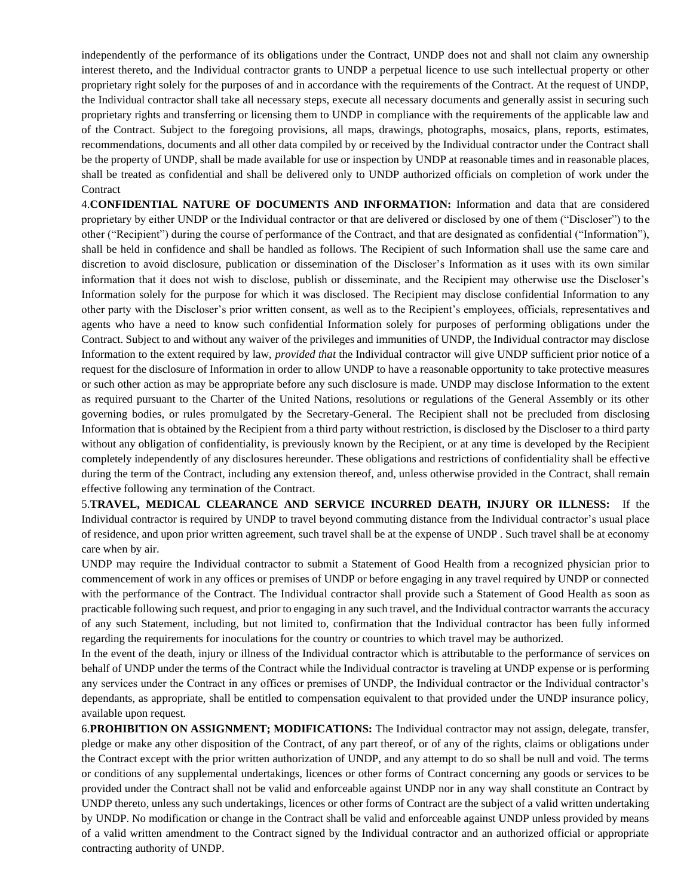independently of the performance of its obligations under the Contract, UNDP does not and shall not claim any ownership interest thereto, and the Individual contractor grants to UNDP a perpetual licence to use such intellectual property or other proprietary right solely for the purposes of and in accordance with the requirements of the Contract. At the request of UNDP, the Individual contractor shall take all necessary steps, execute all necessary documents and generally assist in securing such proprietary rights and transferring or licensing them to UNDP in compliance with the requirements of the applicable law and of the Contract. Subject to the foregoing provisions, all maps, drawings, photographs, mosaics, plans, reports, estimates, recommendations, documents and all other data compiled by or received by the Individual contractor under the Contract shall be the property of UNDP, shall be made available for use or inspection by UNDP at reasonable times and in reasonable places, shall be treated as confidential and shall be delivered only to UNDP authorized officials on completion of work under the Contract

4.**CONFIDENTIAL NATURE OF DOCUMENTS AND INFORMATION:** Information and data that are considered proprietary by either UNDP or the Individual contractor or that are delivered or disclosed by one of them ("Discloser") to the other ("Recipient") during the course of performance of the Contract, and that are designated as confidential ("Information"), shall be held in confidence and shall be handled as follows. The Recipient of such Information shall use the same care and discretion to avoid disclosure, publication or dissemination of the Discloser's Information as it uses with its own similar information that it does not wish to disclose, publish or disseminate, and the Recipient may otherwise use the Discloser's Information solely for the purpose for which it was disclosed. The Recipient may disclose confidential Information to any other party with the Discloser's prior written consent, as well as to the Recipient's employees, officials, representatives and agents who have a need to know such confidential Information solely for purposes of performing obligations under the Contract. Subject to and without any waiver of the privileges and immunities of UNDP, the Individual contractor may disclose Information to the extent required by law, *provided that* the Individual contractor will give UNDP sufficient prior notice of a request for the disclosure of Information in order to allow UNDP to have a reasonable opportunity to take protective measures or such other action as may be appropriate before any such disclosure is made. UNDP may disclose Information to the extent as required pursuant to the Charter of the United Nations, resolutions or regulations of the General Assembly or its other governing bodies, or rules promulgated by the Secretary-General. The Recipient shall not be precluded from disclosing Information that is obtained by the Recipient from a third party without restriction, is disclosed by the Discloser to a third party without any obligation of confidentiality, is previously known by the Recipient, or at any time is developed by the Recipient completely independently of any disclosures hereunder. These obligations and restrictions of confidentiality shall be effective during the term of the Contract, including any extension thereof, and, unless otherwise provided in the Contract, shall remain effective following any termination of the Contract.

5.**TRAVEL, MEDICAL CLEARANCE AND SERVICE INCURRED DEATH, INJURY OR ILLNESS:** If the Individual contractor is required by UNDP to travel beyond commuting distance from the Individual contractor's usual place of residence, and upon prior written agreement, such travel shall be at the expense of UNDP . Such travel shall be at economy care when by air.

UNDP may require the Individual contractor to submit a Statement of Good Health from a recognized physician prior to commencement of work in any offices or premises of UNDP or before engaging in any travel required by UNDP or connected with the performance of the Contract. The Individual contractor shall provide such a Statement of Good Health as soon as practicable following such request, and prior to engaging in any such travel, and the Individual contractor warrants the accuracy of any such Statement, including, but not limited to, confirmation that the Individual contractor has been fully informed regarding the requirements for inoculations for the country or countries to which travel may be authorized.

In the event of the death, injury or illness of the Individual contractor which is attributable to the performance of services on behalf of UNDP under the terms of the Contract while the Individual contractor is traveling at UNDP expense or is performing any services under the Contract in any offices or premises of UNDP, the Individual contractor or the Individual contractor's dependants, as appropriate, shall be entitled to compensation equivalent to that provided under the UNDP insurance policy, available upon request.

6.**PROHIBITION ON ASSIGNMENT; MODIFICATIONS:** The Individual contractor may not assign, delegate, transfer, pledge or make any other disposition of the Contract, of any part thereof, or of any of the rights, claims or obligations under the Contract except with the prior written authorization of UNDP, and any attempt to do so shall be null and void. The terms or conditions of any supplemental undertakings, licences or other forms of Contract concerning any goods or services to be provided under the Contract shall not be valid and enforceable against UNDP nor in any way shall constitute an Contract by UNDP thereto, unless any such undertakings, licences or other forms of Contract are the subject of a valid written undertaking by UNDP. No modification or change in the Contract shall be valid and enforceable against UNDP unless provided by means of a valid written amendment to the Contract signed by the Individual contractor and an authorized official or appropriate contracting authority of UNDP.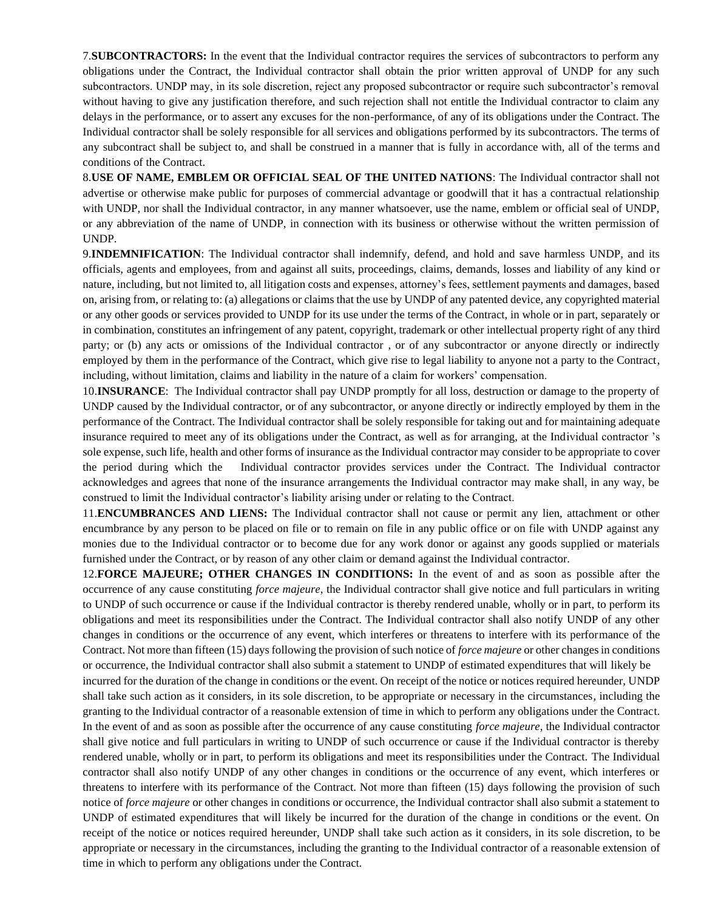7.**SUBCONTRACTORS:** In the event that the Individual contractor requires the services of subcontractors to perform any obligations under the Contract, the Individual contractor shall obtain the prior written approval of UNDP for any such subcontractors. UNDP may, in its sole discretion, reject any proposed subcontractor or require such subcontractor's removal without having to give any justification therefore, and such rejection shall not entitle the Individual contractor to claim any delays in the performance, or to assert any excuses for the non-performance, of any of its obligations under the Contract. The Individual contractor shall be solely responsible for all services and obligations performed by its subcontractors. The terms of any subcontract shall be subject to, and shall be construed in a manner that is fully in accordance with, all of the terms and conditions of the Contract.

8.**USE OF NAME, EMBLEM OR OFFICIAL SEAL OF THE UNITED NATIONS**: The Individual contractor shall not advertise or otherwise make public for purposes of commercial advantage or goodwill that it has a contractual relationship with UNDP, nor shall the Individual contractor, in any manner whatsoever, use the name, emblem or official seal of UNDP, or any abbreviation of the name of UNDP, in connection with its business or otherwise without the written permission of UNDP.

9.**INDEMNIFICATION**: The Individual contractor shall indemnify, defend, and hold and save harmless UNDP, and its officials, agents and employees, from and against all suits, proceedings, claims, demands, losses and liability of any kind or nature, including, but not limited to, all litigation costs and expenses, attorney's fees, settlement payments and damages, based on, arising from, or relating to: (a) allegations or claims that the use by UNDP of any patented device, any copyrighted material or any other goods or services provided to UNDP for its use under the terms of the Contract, in whole or in part, separately or in combination, constitutes an infringement of any patent, copyright, trademark or other intellectual property right of any third party; or (b) any acts or omissions of the Individual contractor , or of any subcontractor or anyone directly or indirectly employed by them in the performance of the Contract, which give rise to legal liability to anyone not a party to the Contract, including, without limitation, claims and liability in the nature of a claim for workers' compensation.

10.**INSURANCE**: The Individual contractor shall pay UNDP promptly for all loss, destruction or damage to the property of UNDP caused by the Individual contractor, or of any subcontractor, or anyone directly or indirectly employed by them in the performance of the Contract. The Individual contractor shall be solely responsible for taking out and for maintaining adequate insurance required to meet any of its obligations under the Contract, as well as for arranging, at the Individual contractor 's sole expense, such life, health and other forms of insurance as the Individual contractor may consider to be appropriate to cover the period during which the Individual contractor provides services under the Contract. The Individual contractor acknowledges and agrees that none of the insurance arrangements the Individual contractor may make shall, in any way, be construed to limit the Individual contractor's liability arising under or relating to the Contract.

11.**ENCUMBRANCES AND LIENS:** The Individual contractor shall not cause or permit any lien, attachment or other encumbrance by any person to be placed on file or to remain on file in any public office or on file with UNDP against any monies due to the Individual contractor or to become due for any work donor or against any goods supplied or materials furnished under the Contract, or by reason of any other claim or demand against the Individual contractor.

12.**FORCE MAJEURE; OTHER CHANGES IN CONDITIONS:** In the event of and as soon as possible after the occurrence of any cause constituting *force majeure*, the Individual contractor shall give notice and full particulars in writing to UNDP of such occurrence or cause if the Individual contractor is thereby rendered unable, wholly or in part, to perform its obligations and meet its responsibilities under the Contract. The Individual contractor shall also notify UNDP of any other changes in conditions or the occurrence of any event, which interferes or threatens to interfere with its performance of the Contract. Not more than fifteen (15) days following the provision of such notice of *force majeure* or other changes in conditions or occurrence, the Individual contractor shall also submit a statement to UNDP of estimated expenditures that will likely be incurred for the duration of the change in conditions or the event. On receipt of the notice or notices required hereunder, UNDP shall take such action as it considers, in its sole discretion, to be appropriate or necessary in the circumstances, including the granting to the Individual contractor of a reasonable extension of time in which to perform any obligations under the Contract. In the event of and as soon as possible after the occurrence of any cause constituting *force majeure*, the Individual contractor shall give notice and full particulars in writing to UNDP of such occurrence or cause if the Individual contractor is thereby rendered unable, wholly or in part, to perform its obligations and meet its responsibilities under the Contract. The Individual contractor shall also notify UNDP of any other changes in conditions or the occurrence of any event, which interferes or threatens to interfere with its performance of the Contract. Not more than fifteen (15) days following the provision of such notice of *force majeure* or other changes in conditions or occurrence, the Individual contractor shall also submit a statement to UNDP of estimated expenditures that will likely be incurred for the duration of the change in conditions or the event. On receipt of the notice or notices required hereunder, UNDP shall take such action as it considers, in its sole discretion, to be appropriate or necessary in the circumstances, including the granting to the Individual contractor of a reasonable extension of time in which to perform any obligations under the Contract.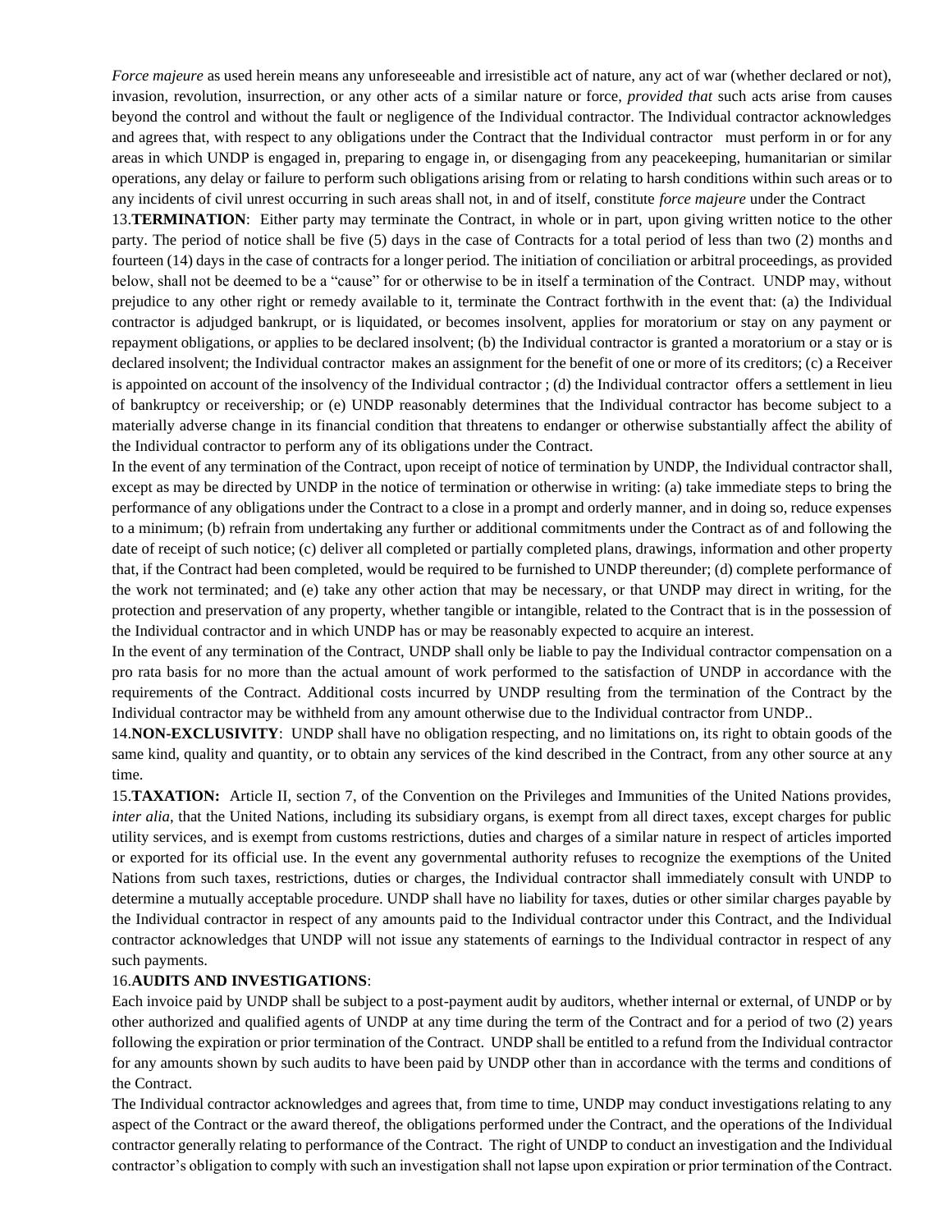*Force majeure* as used herein means any unforeseeable and irresistible act of nature, any act of war (whether declared or not), invasion, revolution, insurrection, or any other acts of a similar nature or force, *provided that* such acts arise from causes beyond the control and without the fault or negligence of the Individual contractor. The Individual contractor acknowledges and agrees that, with respect to any obligations under the Contract that the Individual contractor must perform in or for any areas in which UNDP is engaged in, preparing to engage in, or disengaging from any peacekeeping, humanitarian or similar operations, any delay or failure to perform such obligations arising from or relating to harsh conditions within such areas or to any incidents of civil unrest occurring in such areas shall not, in and of itself, constitute *force majeure* under the Contract

13.**TERMINATION**: Either party may terminate the Contract, in whole or in part, upon giving written notice to the other party. The period of notice shall be five (5) days in the case of Contracts for a total period of less than two (2) months and fourteen (14) days in the case of contracts for a longer period. The initiation of conciliation or arbitral proceedings, as provided below, shall not be deemed to be a "cause" for or otherwise to be in itself a termination of the Contract. UNDP may, without prejudice to any other right or remedy available to it, terminate the Contract forthwith in the event that: (a) the Individual contractor is adjudged bankrupt, or is liquidated, or becomes insolvent, applies for moratorium or stay on any payment or repayment obligations, or applies to be declared insolvent; (b) the Individual contractor is granted a moratorium or a stay or is declared insolvent; the Individual contractor makes an assignment for the benefit of one or more of its creditors; (c) a Receiver is appointed on account of the insolvency of the Individual contractor ; (d) the Individual contractor offers a settlement in lieu of bankruptcy or receivership; or (e) UNDP reasonably determines that the Individual contractor has become subject to a materially adverse change in its financial condition that threatens to endanger or otherwise substantially affect the ability of the Individual contractor to perform any of its obligations under the Contract.

In the event of any termination of the Contract, upon receipt of notice of termination by UNDP, the Individual contractor shall, except as may be directed by UNDP in the notice of termination or otherwise in writing: (a) take immediate steps to bring the performance of any obligations under the Contract to a close in a prompt and orderly manner, and in doing so, reduce expenses to a minimum; (b) refrain from undertaking any further or additional commitments under the Contract as of and following the date of receipt of such notice; (c) deliver all completed or partially completed plans, drawings, information and other property that, if the Contract had been completed, would be required to be furnished to UNDP thereunder; (d) complete performance of the work not terminated; and (e) take any other action that may be necessary, or that UNDP may direct in writing, for the protection and preservation of any property, whether tangible or intangible, related to the Contract that is in the possession of the Individual contractor and in which UNDP has or may be reasonably expected to acquire an interest.

In the event of any termination of the Contract, UNDP shall only be liable to pay the Individual contractor compensation on a pro rata basis for no more than the actual amount of work performed to the satisfaction of UNDP in accordance with the requirements of the Contract. Additional costs incurred by UNDP resulting from the termination of the Contract by the Individual contractor may be withheld from any amount otherwise due to the Individual contractor from UNDP..

14.**NON-EXCLUSIVITY**: UNDP shall have no obligation respecting, and no limitations on, its right to obtain goods of the same kind, quality and quantity, or to obtain any services of the kind described in the Contract, from any other source at any time.

15.**TAXATION:** Article II, section 7, of the Convention on the Privileges and Immunities of the United Nations provides, *inter alia*, that the United Nations, including its subsidiary organs, is exempt from all direct taxes, except charges for public utility services, and is exempt from customs restrictions, duties and charges of a similar nature in respect of articles imported or exported for its official use. In the event any governmental authority refuses to recognize the exemptions of the United Nations from such taxes, restrictions, duties or charges, the Individual contractor shall immediately consult with UNDP to determine a mutually acceptable procedure. UNDP shall have no liability for taxes, duties or other similar charges payable by the Individual contractor in respect of any amounts paid to the Individual contractor under this Contract, and the Individual contractor acknowledges that UNDP will not issue any statements of earnings to the Individual contractor in respect of any such payments.

16.**AUDITS AND INVESTIGATIONS**:

Each invoice paid by UNDP shall be subject to a post-payment audit by auditors, whether internal or external, of UNDP or by other authorized and qualified agents of UNDP at any time during the term of the Contract and for a period of two (2) years following the expiration or prior termination of the Contract. UNDP shall be entitled to a refund from the Individual contractor for any amounts shown by such audits to have been paid by UNDP other than in accordance with the terms and conditions of the Contract.

The Individual contractor acknowledges and agrees that, from time to time, UNDP may conduct investigations relating to any aspect of the Contract or the award thereof, the obligations performed under the Contract, and the operations of the Individual contractor generally relating to performance of the Contract. The right of UNDP to conduct an investigation and the Individual contractor's obligation to comply with such an investigation shall not lapse upon expiration or prior termination of the Contract.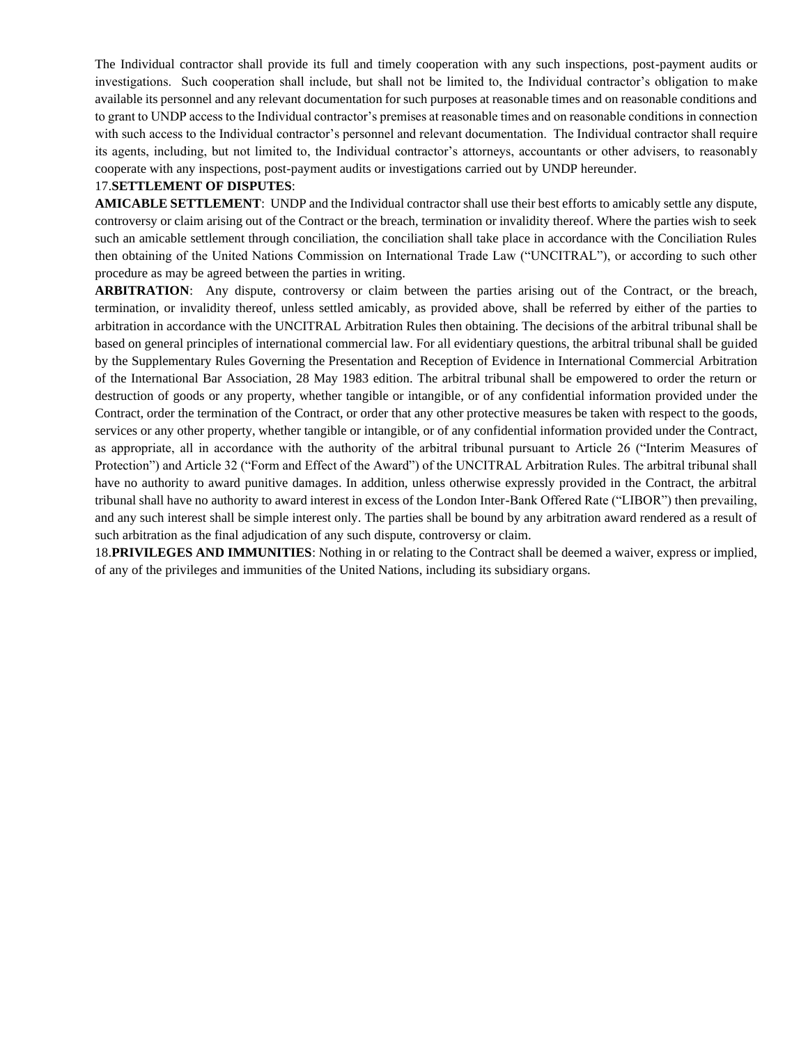The Individual contractor shall provide its full and timely cooperation with any such inspections, post-payment audits or investigations. Such cooperation shall include, but shall not be limited to, the Individual contractor's obligation to make available its personnel and any relevant documentation for such purposes at reasonable times and on reasonable conditions and to grant to UNDP access to the Individual contractor's premises at reasonable times and on reasonable conditions in connection with such access to the Individual contractor's personnel and relevant documentation. The Individual contractor shall require its agents, including, but not limited to, the Individual contractor's attorneys, accountants or other advisers, to reasonably cooperate with any inspections, post-payment audits or investigations carried out by UNDP hereunder.

17.**SETTLEMENT OF DISPUTES**:

**AMICABLE SETTLEMENT**: UNDP and the Individual contractor shall use their best efforts to amicably settle any dispute, controversy or claim arising out of the Contract or the breach, termination or invalidity thereof. Where the parties wish to seek such an amicable settlement through conciliation, the conciliation shall take place in accordance with the Conciliation Rules then obtaining of the United Nations Commission on International Trade Law ("UNCITRAL"), or according to such other procedure as may be agreed between the parties in writing.

**ARBITRATION**: Any dispute, controversy or claim between the parties arising out of the Contract, or the breach, termination, or invalidity thereof, unless settled amicably, as provided above, shall be referred by either of the parties to arbitration in accordance with the UNCITRAL Arbitration Rules then obtaining. The decisions of the arbitral tribunal shall be based on general principles of international commercial law. For all evidentiary questions, the arbitral tribunal shall be guided by the Supplementary Rules Governing the Presentation and Reception of Evidence in International Commercial Arbitration of the International Bar Association, 28 May 1983 edition. The arbitral tribunal shall be empowered to order the return or destruction of goods or any property, whether tangible or intangible, or of any confidential information provided under the Contract, order the termination of the Contract, or order that any other protective measures be taken with respect to the goods, services or any other property, whether tangible or intangible, or of any confidential information provided under the Contract, as appropriate, all in accordance with the authority of the arbitral tribunal pursuant to Article 26 ("Interim Measures of Protection") and Article 32 ("Form and Effect of the Award") of the UNCITRAL Arbitration Rules. The arbitral tribunal shall have no authority to award punitive damages. In addition, unless otherwise expressly provided in the Contract, the arbitral tribunal shall have no authority to award interest in excess of the London Inter-Bank Offered Rate ("LIBOR") then prevailing, and any such interest shall be simple interest only. The parties shall be bound by any arbitration award rendered as a result of such arbitration as the final adjudication of any such dispute, controversy or claim.

18.**PRIVILEGES AND IMMUNITIES**: Nothing in or relating to the Contract shall be deemed a waiver, express or implied, of any of the privileges and immunities of the United Nations, including its subsidiary organs.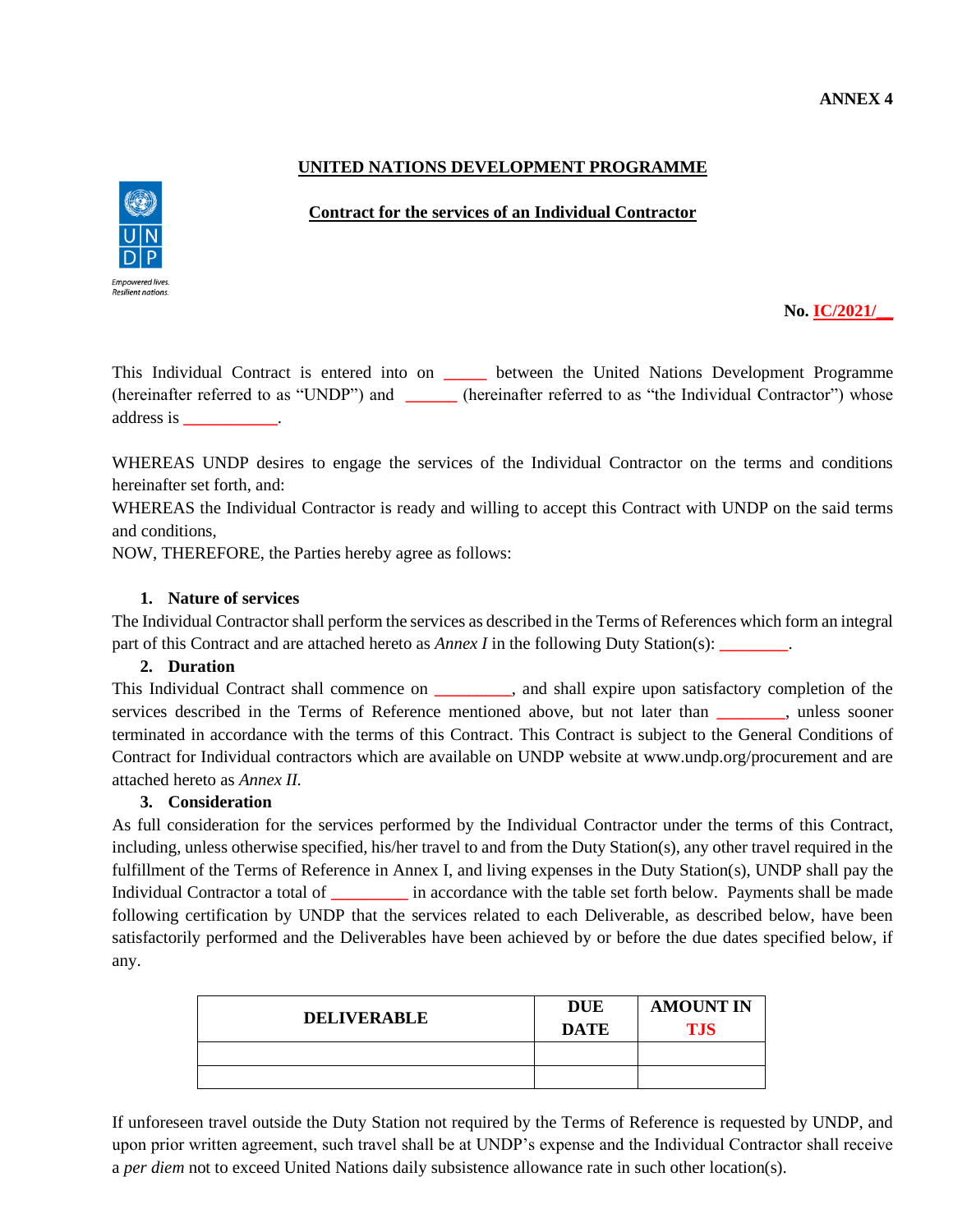**ANNEX 4**

**UNITED NATIONS DEVELOPMENT PROGRAMME**

**Contract for the services of an Individual Contractor**

**No. IC/2021/__**

This Individual Contract is entered into on _____ between the United Nations Development Programme (hereinafter referred to as "UNDP") and ______ (hereinafter referred to as "the Individual Contractor") whose address is ___________.

WHEREAS UNDP desires to engage the services of the Individual Contractor on the terms and conditions hereinafter set forth, and:
WHEREAS the Individual Contractor is ready and willing to accept this Contract with UNDP on the said terms and conditions,
NOW, THEREFORE, the Parties hereby agree as follows:

**1. Nature of services**

The Individual Contractor shall perform the services as described in the Terms of References which form an integral part of this Contract and are attached hereto as *Annex I* in the following Duty Station(s): ________.

**2. Duration**

This Individual Contract shall commence on _________, and shall expire upon satisfactory completion of the services described in the Terms of Reference mentioned above, but not later than ________, unless sooner terminated in accordance with the terms of this Contract. This Contract is subject to the General Conditions of Contract for Individual contractors which are available on UNDP website at www.undp.org/procurement and are attached hereto as *Annex II.*

**3. Consideration**

As full consideration for the services performed by the Individual Contractor under the terms of this Contract, including, unless otherwise specified, his/her travel to and from the Duty Station(s), any other travel required in the fulfillment of the Terms of Reference in Annex I, and living expenses in the Duty Station(s), UNDP shall pay the Individual Contractor a total of _________ in accordance with the table set forth below. Payments shall be made following certification by UNDP that the services related to each Deliverable, as described below, have been satisfactorily performed and the Deliverables have been achieved by or before the due dates specified below, if any.

| DELIVERABLE | DUE DATE | AMOUNT IN TJS |
|---|---|---|
| | | |
| | | |

If unforeseen travel outside the Duty Station not required by the Terms of Reference is requested by UNDP, and upon prior written agreement, such travel shall be at UNDP's expense and the Individual Contractor shall receive a *per diem* not to exceed United Nations daily subsistence allowance rate in such other location(s).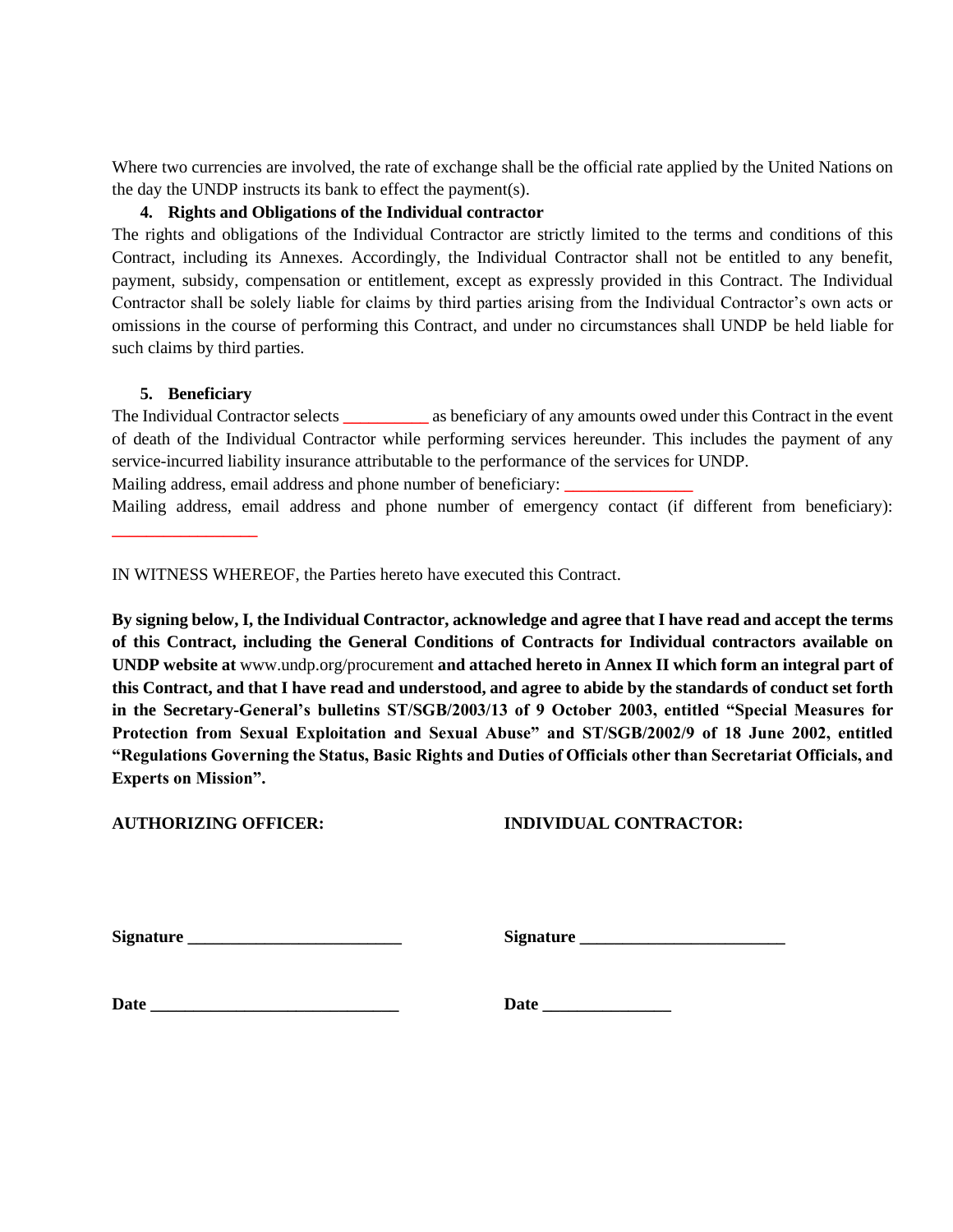Where two currencies are involved, the rate of exchange shall be the official rate applied by the United Nations on the day the UNDP instructs its bank to effect the payment(s).

**4. Rights and Obligations of the Individual contractor**

The rights and obligations of the Individual Contractor are strictly limited to the terms and conditions of this Contract, including its Annexes. Accordingly, the Individual Contractor shall not be entitled to any benefit, payment, subsidy, compensation or entitlement, except as expressly provided in this Contract. The Individual Contractor shall be solely liable for claims by third parties arising from the Individual Contractor's own acts or omissions in the course of performing this Contract, and under no circumstances shall UNDP be held liable for such claims by third parties.

**5. Beneficiary**

The Individual Contractor selects __________ as beneficiary of any amounts owed under this Contract in the event of death of the Individual Contractor while performing services hereunder. This includes the payment of any service-incurred liability insurance attributable to the performance of the services for UNDP.

Mailing address, email address and phone number of beneficiary: _______________

Mailing address, email address and phone number of emergency contact (if different from beneficiary): _________________

IN WITNESS WHEREOF, the Parties hereto have executed this Contract.

**By signing below, I, the Individual Contractor, acknowledge and agree that I have read and accept the terms of this Contract, including the General Conditions of Contracts for Individual contractors available on UNDP website at** www.undp.org/procurement **and attached hereto in Annex II which form an integral part of this Contract, and that I have read and understood, and agree to abide by the standards of conduct set forth in the Secretary-General's bulletins ST/SGB/2003/13 of 9 October 2003, entitled "Special Measures for Protection from Sexual Exploitation and Sexual Abuse" and ST/SGB/2002/9 of 18 June 2002, entitled "Regulations Governing the Status, Basic Rights and Duties of Officials other than Secretariat Officials, and Experts on Mission".**

**AUTHORIZING OFFICER:**

**Signature** _________________________

**Date** ______________________________

**INDIVIDUAL CONTRACTOR:**

**Signature** ________________________

**Date** _______________